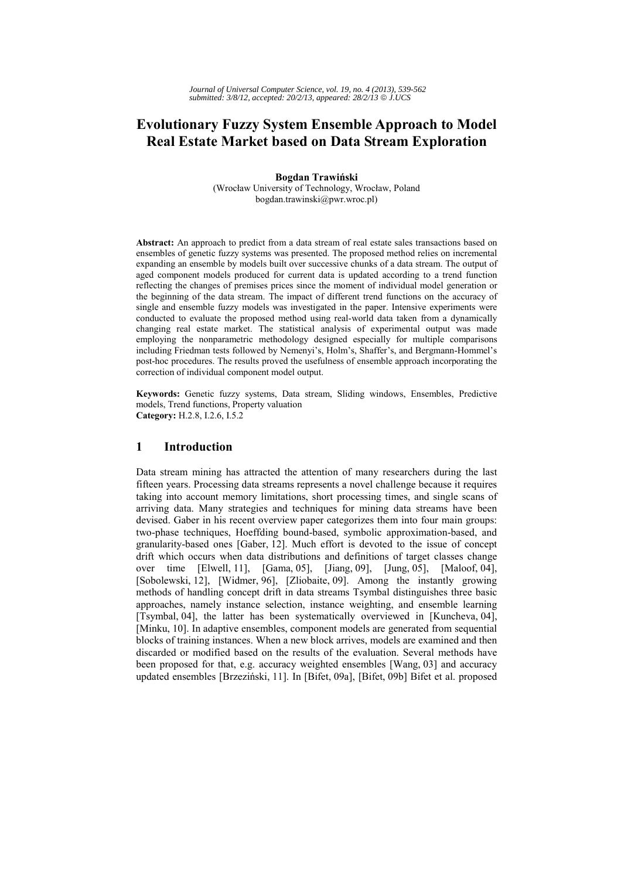# Evolutionary Fuzzy System Ensemble Approach to Model Real Estate Market based on Data Stream Exploration

**Bogdan Trawiński**
(Wrocław University of Technology, Wrocław, Poland
bogdan.trawinski@pwr.wroc.pl)

**Abstract:** An approach to predict from a data stream of real estate sales transactions based on ensembles of genetic fuzzy systems was presented. The proposed method relies on incremental expanding an ensemble by models built over successive chunks of a data stream. The output of aged component models produced for current data is updated according to a trend function reflecting the changes of premises prices since the moment of individual model generation or the beginning of the data stream. The impact of different trend functions on the accuracy of single and ensemble fuzzy models was investigated in the paper. Intensive experiments were conducted to evaluate the proposed method using real-world data taken from a dynamically changing real estate market. The statistical analysis of experimental output was made employing the nonparametric methodology designed especially for multiple comparisons including Friedman tests followed by Nemenyi's, Holm's, Shaffer's, and Bergmann-Hommel's post-hoc procedures. The results proved the usefulness of ensemble approach incorporating the correction of individual component model output.

**Keywords:** Genetic fuzzy systems, Data stream, Sliding windows, Ensembles, Predictive models, Trend functions, Property valuation
**Category:** H.2.8, I.2.6, I.5.2

## 1 Introduction

Data stream mining has attracted the attention of many researchers during the last fifteen years. Processing data streams represents a novel challenge because it requires taking into account memory limitations, short processing times, and single scans of arriving data. Many strategies and techniques for mining data streams have been devised. Gaber in his recent overview paper categorizes them into four main groups: two-phase techniques, Hoeffding bound-based, symbolic approximation-based, and granularity-based ones [Gaber, 12]. Much effort is devoted to the issue of concept drift which occurs when data distributions and definitions of target classes change over time [Elwell, 11], [Gama, 05], [Jiang, 09], [Jung, 05], [Maloof, 04], [Sobolewski, 12], [Widmer, 96], [Zliobaite, 09]. Among the instantly growing methods of handling concept drift in data streams Tsymbal distinguishes three basic approaches, namely instance selection, instance weighting, and ensemble learning [Tsymbal, 04], the latter has been systematically overviewed in [Kuncheva, 04], [Minku, 10]. In adaptive ensembles, component models are generated from sequential blocks of training instances. When a new block arrives, models are examined and then discarded or modified based on the results of the evaluation. Several methods have been proposed for that, e.g. accuracy weighted ensembles [Wang, 03] and accuracy updated ensembles [Brzeziński, 11]. In [Bifet, 09a], [Bifet, 09b] Bifet et al. proposed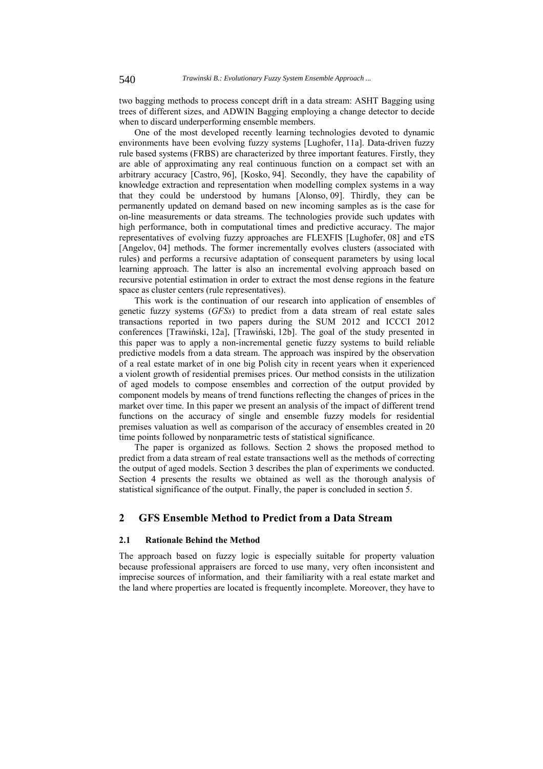two bagging methods to process concept drift in a data stream: ASHT Bagging using trees of different sizes, and ADWIN Bagging employing a change detector to decide when to discard underperforming ensemble members.

One of the most developed recently learning technologies devoted to dynamic environments have been evolving fuzzy systems [Lughofer, 11a]. Data-driven fuzzy rule based systems (FRBS) are characterized by three important features. Firstly, they are able of approximating any real continuous function on a compact set with an arbitrary accuracy [Castro, 96], [Kosko, 94]. Secondly, they have the capability of knowledge extraction and representation when modelling complex systems in a way that they could be understood by humans [Alonso, 09]. Thirdly, they can be permanently updated on demand based on new incoming samples as is the case for on-line measurements or data streams. The technologies provide such updates with high performance, both in computational times and predictive accuracy. The major representatives of evolving fuzzy approaches are FLEXFIS [Lughofer, 08] and eTS [Angelov, 04] methods. The former incrementally evolves clusters (associated with rules) and performs a recursive adaptation of consequent parameters by using local learning approach. The latter is also an incremental evolving approach based on recursive potential estimation in order to extract the most dense regions in the feature space as cluster centers (rule representatives).

This work is the continuation of our research into application of ensembles of genetic fuzzy systems (*GFSs*) to predict from a data stream of real estate sales transactions reported in two papers during the SUM 2012 and ICCCI 2012 conferences [Trawiński, 12a], [Trawiński, 12b]. The goal of the study presented in this paper was to apply a non-incremental genetic fuzzy systems to build reliable predictive models from a data stream. The approach was inspired by the observation of a real estate market of in one big Polish city in recent years when it experienced a violent growth of residential premises prices. Our method consists in the utilization of aged models to compose ensembles and correction of the output provided by component models by means of trend functions reflecting the changes of prices in the market over time. In this paper we present an analysis of the impact of different trend functions on the accuracy of single and ensemble fuzzy models for residential premises valuation as well as comparison of the accuracy of ensembles created in 20 time points followed by nonparametric tests of statistical significance.

The paper is organized as follows. Section 2 shows the proposed method to predict from a data stream of real estate transactions well as the methods of correcting the output of aged models. Section 3 describes the plan of experiments we conducted. Section 4 presents the results we obtained as well as the thorough analysis of statistical significance of the output. Finally, the paper is concluded in section 5.

## 2 GFS Ensemble Method to Predict from a Data Stream

### 2.1 Rationale Behind the Method

The approach based on fuzzy logic is especially suitable for property valuation because professional appraisers are forced to use many, very often inconsistent and imprecise sources of information, and their familiarity with a real estate market and the land where properties are located is frequently incomplete. Moreover, they have to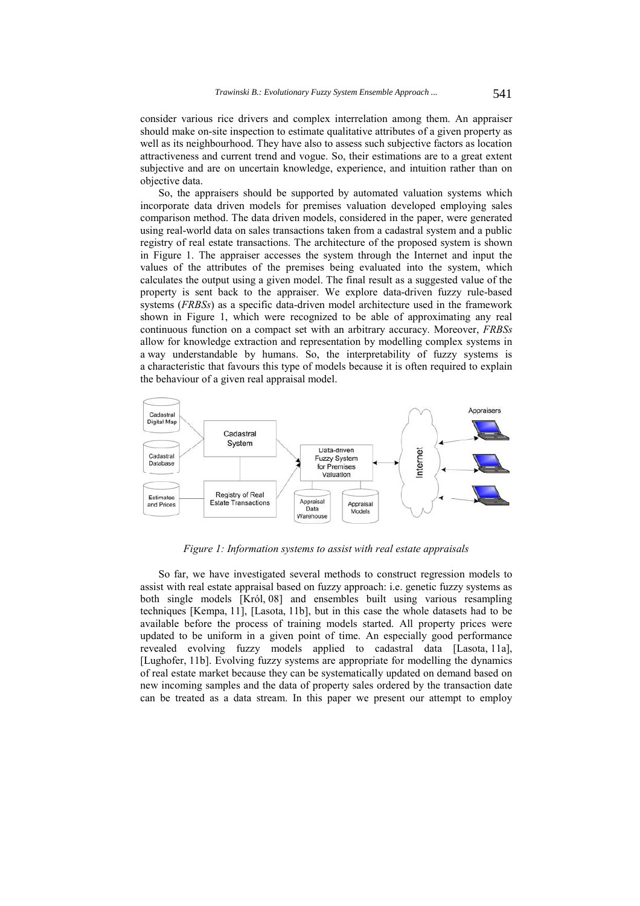consider various rice drivers and complex interrelation among them. An appraiser should make on-site inspection to estimate qualitative attributes of a given property as well as its neighbourhood. They have also to assess such subjective factors as location attractiveness and current trend and vogue. So, their estimations are to a great extent subjective and are on uncertain knowledge, experience, and intuition rather than on objective data.

So, the appraisers should be supported by automated valuation systems which incorporate data driven models for premises valuation developed employing sales comparison method. The data driven models, considered in the paper, were generated using real-world data on sales transactions taken from a cadastral system and a public registry of real estate transactions. The architecture of the proposed system is shown in Figure 1. The appraiser accesses the system through the Internet and input the values of the attributes of the premises being evaluated into the system, which calculates the output using a given model. The final result as a suggested value of the property is sent back to the appraiser. We explore data-driven fuzzy rule-based systems (*FRBSs*) as a specific data-driven model architecture used in the framework shown in Figure 1, which were recognized to be able of approximating any real continuous function on a compact set with an arbitrary accuracy. Moreover, *FRBSs* allow for knowledge extraction and representation by modelling complex systems in a way understandable by humans. So, the interpretability of fuzzy systems is a characteristic that favours this type of models because it is often required to explain the behaviour of a given real appraisal model.

*Figure 1: Information systems to assist with real estate appraisals*

So far, we have investigated several methods to construct regression models to assist with real estate appraisal based on fuzzy approach: i.e. genetic fuzzy systems as both single models [Król, 08] and ensembles built using various resampling techniques [Kempa, 11], [Lasota, 11b], but in this case the whole datasets had to be available before the process of training models started. All property prices were updated to be uniform in a given point of time. An especially good performance revealed evolving fuzzy models applied to cadastral data [Lasota, 11a], [Lughofer, 11b]. Evolving fuzzy systems are appropriate for modelling the dynamics of real estate market because they can be systematically updated on demand based on new incoming samples and the data of property sales ordered by the transaction date can be treated as a data stream. In this paper we present our attempt to employ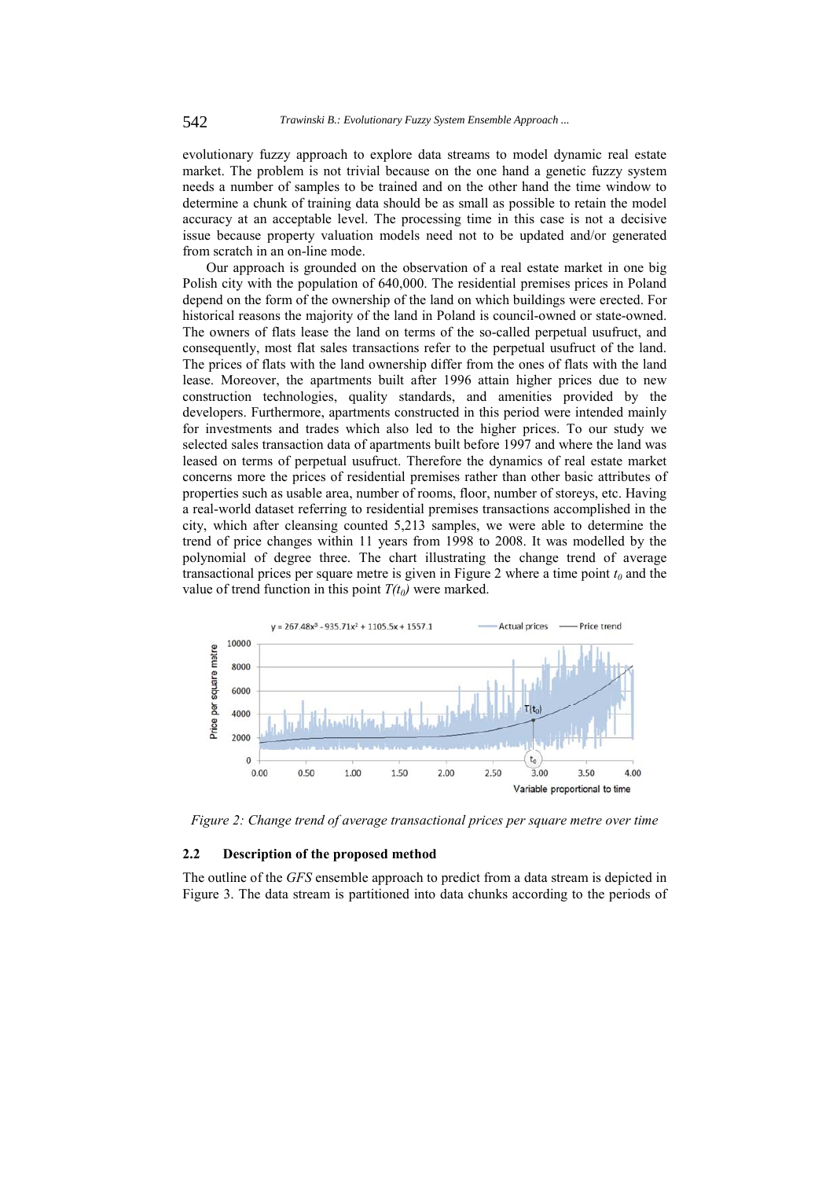evolutionary fuzzy approach to explore data streams to model dynamic real estate market. The problem is not trivial because on the one hand a genetic fuzzy system needs a number of samples to be trained and on the other hand the time window to determine a chunk of training data should be as small as possible to retain the model accuracy at an acceptable level. The processing time in this case is not a decisive issue because property valuation models need not to be updated and/or generated from scratch in an on-line mode.

Our approach is grounded on the observation of a real estate market in one big Polish city with the population of 640,000. The residential premises prices in Poland depend on the form of the ownership of the land on which buildings were erected. For historical reasons the majority of the land in Poland is council-owned or state-owned. The owners of flats lease the land on terms of the so-called perpetual usufruct, and consequently, most flat sales transactions refer to the perpetual usufruct of the land. The prices of flats with the land ownership differ from the ones of flats with the land lease. Moreover, the apartments built after 1996 attain higher prices due to new construction technologies, quality standards, and amenities provided by the developers. Furthermore, apartments constructed in this period were intended mainly for investments and trades which also led to the higher prices. To our study we selected sales transaction data of apartments built before 1997 and where the land was leased on terms of perpetual usufruct. Therefore the dynamics of real estate market concerns more the prices of residential premises rather than other basic attributes of properties such as usable area, number of rooms, floor, number of storeys, etc. Having a real-world dataset referring to residential premises transactions accomplished in the city, which after cleansing counted 5,213 samples, we were able to determine the trend of price changes within 11 years from 1998 to 2008. It was modelled by the polynomial of degree three. The chart illustrating the change trend of average transactional prices per square metre is given in Figure 2 where a time point $t_0$ and the value of trend function in this point $T(t_0)$ were marked.

*Figure 2: Change trend of average transactional prices per square metre over time*

### 2.2 Description of the proposed method

The outline of the *GFS* ensemble approach to predict from a data stream is depicted in Figure 3. The data stream is partitioned into data chunks according to the periods of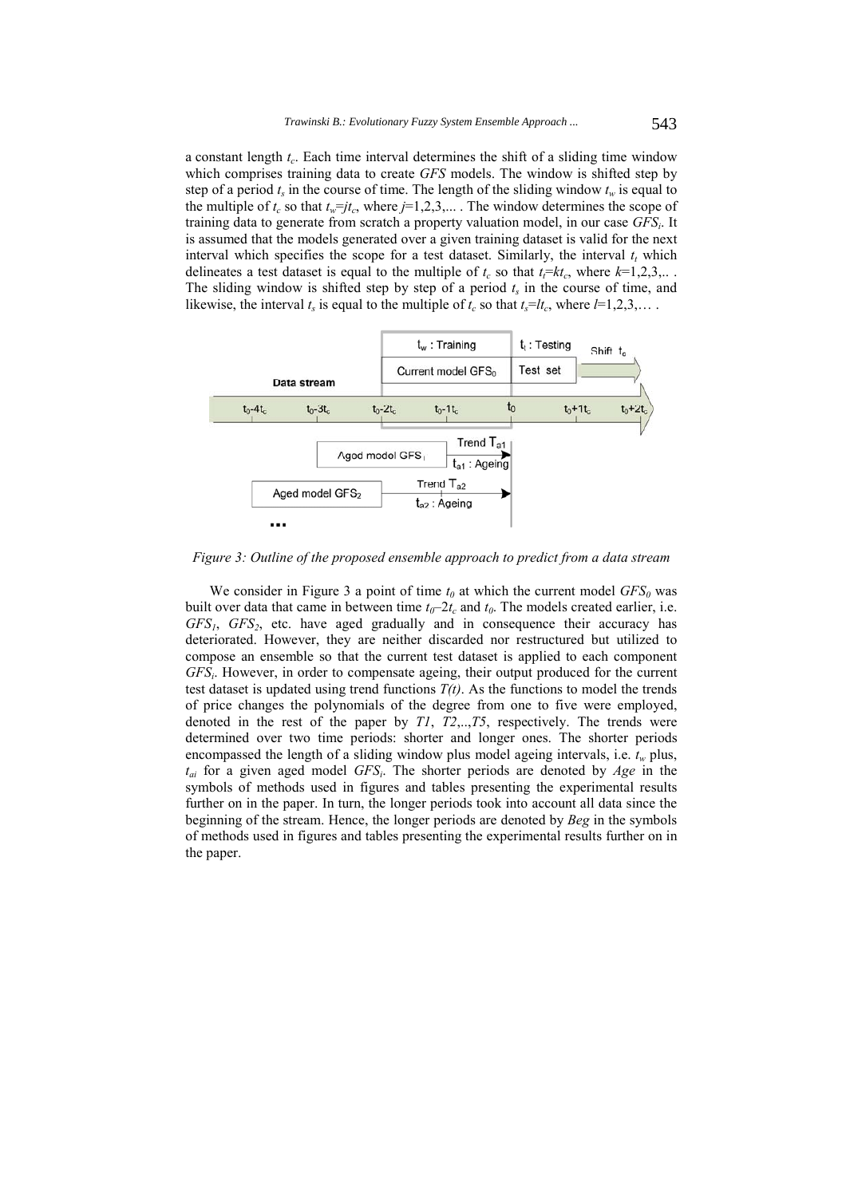a constant length $t_c$. Each time interval determines the shift of a sliding time window which comprises training data to create *GFS* models. The window is shifted step by step of a period $t_s$ in the course of time. The length of the sliding window $t_w$ is equal to the multiple of $t_c$ so that $t_w=jt_c$, where $j$=1,2,3,... . The window determines the scope of training data to generate from scratch a property valuation model, in our case $GFS_i$. It is assumed that the models generated over a given training dataset is valid for the next interval which specifies the scope for a test dataset. Similarly, the interval $t_t$ which delineates a test dataset is equal to the multiple of $t_c$ so that $t_t=kt_c$, where $k$=1,2,3,.. . The sliding window is shifted step by step of a period $t_s$ in the course of time, and likewise, the interval $t_s$ is equal to the multiple of $t_c$ so that $t_s=lt_c$, where $l$=1,2,3,… .

*Figure 3: Outline of the proposed ensemble approach to predict from a data stream*

We consider in Figure 3 a point of time $t_0$ at which the current model $GFS_0$ was built over data that came in between time $t_0$–$2t_c$ and $t_0$. The models created earlier, i.e. $GFS_1$, $GFS_2$, etc. have aged gradually and in consequence their accuracy has deteriorated. However, they are neither discarded nor restructured but utilized to compose an ensemble so that the current test dataset is applied to each component $GFS_i$. However, in order to compensate ageing, their output produced for the current test dataset is updated using trend functions *T(t)*. As the functions to model the trends of price changes the polynomials of the degree from one to five were employed, denoted in the rest of the paper by *T1*, *T2*,..,*T5*, respectively. The trends were determined over two time periods: shorter and longer ones. The shorter periods encompassed the length of a sliding window plus model ageing intervals, i.e. $t_w$ plus, $t_{ai}$ for a given aged model $GFS_i$. The shorter periods are denoted by *Age* in the symbols of methods used in figures and tables presenting the experimental results further on in the paper. In turn, the longer periods took into account all data since the beginning of the stream. Hence, the longer periods are denoted by *Beg* in the symbols of methods used in figures and tables presenting the experimental results further on in the paper.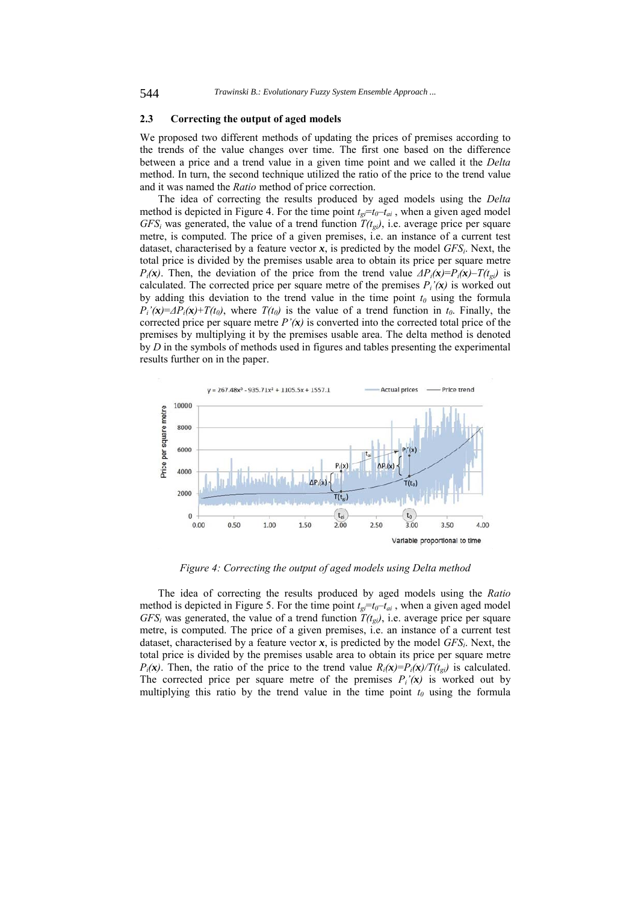### 2.3 Correcting the output of aged models

We proposed two different methods of updating the prices of premises according to the trends of the value changes over time. The first one based on the difference between a price and a trend value in a given time point and we called it the *Delta* method. In turn, the second technique utilized the ratio of the price to the trend value and it was named the *Ratio* method of price correction.

The idea of correcting the results produced by aged models using the *Delta* method is depicted in Figure 4. For the time point $t_{gi}=t_0-t_{ai}$ , when a given aged model $GFS_i$ was generated, the value of a trend function $T(t_{gi})$, i.e. average price per square metre, is computed. The price of a given premises, i.e. an instance of a current test dataset, characterised by a feature vector $\boldsymbol{x}$, is predicted by the model $GFS_i$. Next, the total price is divided by the premises usable area to obtain its price per square metre $P_i(\boldsymbol{x})$. Then, the deviation of the price from the trend value $\Delta P_i(\boldsymbol{x})=P_i(\boldsymbol{x})-T(t_{gi})$ is calculated. The corrected price per square metre of the premises $P_i'(\boldsymbol{x})$ is worked out by adding this deviation to the trend value in the time point $t_0$ using the formula $P_i'(\boldsymbol{x})=\Delta P_i(\boldsymbol{x})+T(t_0)$, where $T(t_0)$ is the value of a trend function in $t_0$. Finally, the corrected price per square metre $P'(\boldsymbol{x})$ is converted into the corrected total price of the premises by multiplying it by the premises usable area. The delta method is denoted by *D* in the symbols of methods used in figures and tables presenting the experimental results further on in the paper.

*Figure 4: Correcting the output of aged models using Delta method*

The idea of correcting the results produced by aged models using the *Ratio* method is depicted in Figure 5. For the time point $t_{gi}=t_0-t_{ai}$ , when a given aged model $GFS_i$ was generated, the value of a trend function $T(t_{gi})$, i.e. average price per square metre, is computed. The price of a given premises, i.e. an instance of a current test dataset, characterised by a feature vector $\boldsymbol{x}$, is predicted by the model $GFS_i$. Next, the total price is divided by the premises usable area to obtain its price per square metre $P_i(\boldsymbol{x})$. Then, the ratio of the price to the trend value $R_i(\boldsymbol{x})=P_i(\boldsymbol{x})/T(t_{gi})$ is calculated. The corrected price per square metre of the premises $P_i'(\boldsymbol{x})$ is worked out by multiplying this ratio by the trend value in the time point $t_0$ using the formula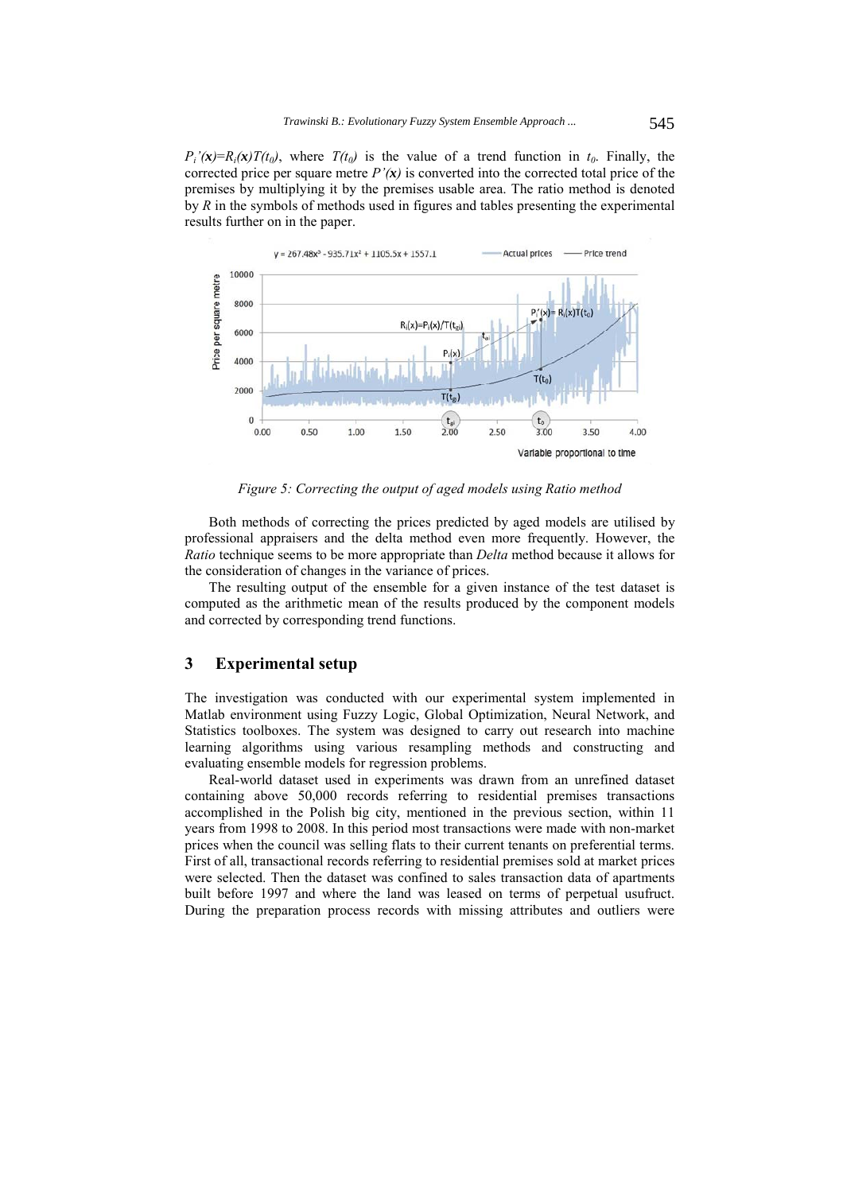$P_i'(\mathbf{x})=R_i(\mathbf{x})T(t_0)$, where $T(t_0)$ is the value of a trend function in $t_0$. Finally, the corrected price per square metre $P'(\mathbf{x})$ is converted into the corrected total price of the premises by multiplying it by the premises usable area. The ratio method is denoted by *R* in the symbols of methods used in figures and tables presenting the experimental results further on in the paper.

*Figure 5: Correcting the output of aged models using Ratio method*

Both methods of correcting the prices predicted by aged models are utilised by professional appraisers and the delta method even more frequently. However, the *Ratio* technique seems to be more appropriate than *Delta* method because it allows for the consideration of changes in the variance of prices.

The resulting output of the ensemble for a given instance of the test dataset is computed as the arithmetic mean of the results produced by the component models and corrected by corresponding trend functions.

## 3 Experimental setup

The investigation was conducted with our experimental system implemented in Matlab environment using Fuzzy Logic, Global Optimization, Neural Network, and Statistics toolboxes. The system was designed to carry out research into machine learning algorithms using various resampling methods and constructing and evaluating ensemble models for regression problems.

Real-world dataset used in experiments was drawn from an unrefined dataset containing above 50,000 records referring to residential premises transactions accomplished in the Polish big city, mentioned in the previous section, within 11 years from 1998 to 2008. In this period most transactions were made with non-market prices when the council was selling flats to their current tenants on preferential terms. First of all, transactional records referring to residential premises sold at market prices were selected. Then the dataset was confined to sales transaction data of apartments built before 1997 and where the land was leased on terms of perpetual usufruct. During the preparation process records with missing attributes and outliers were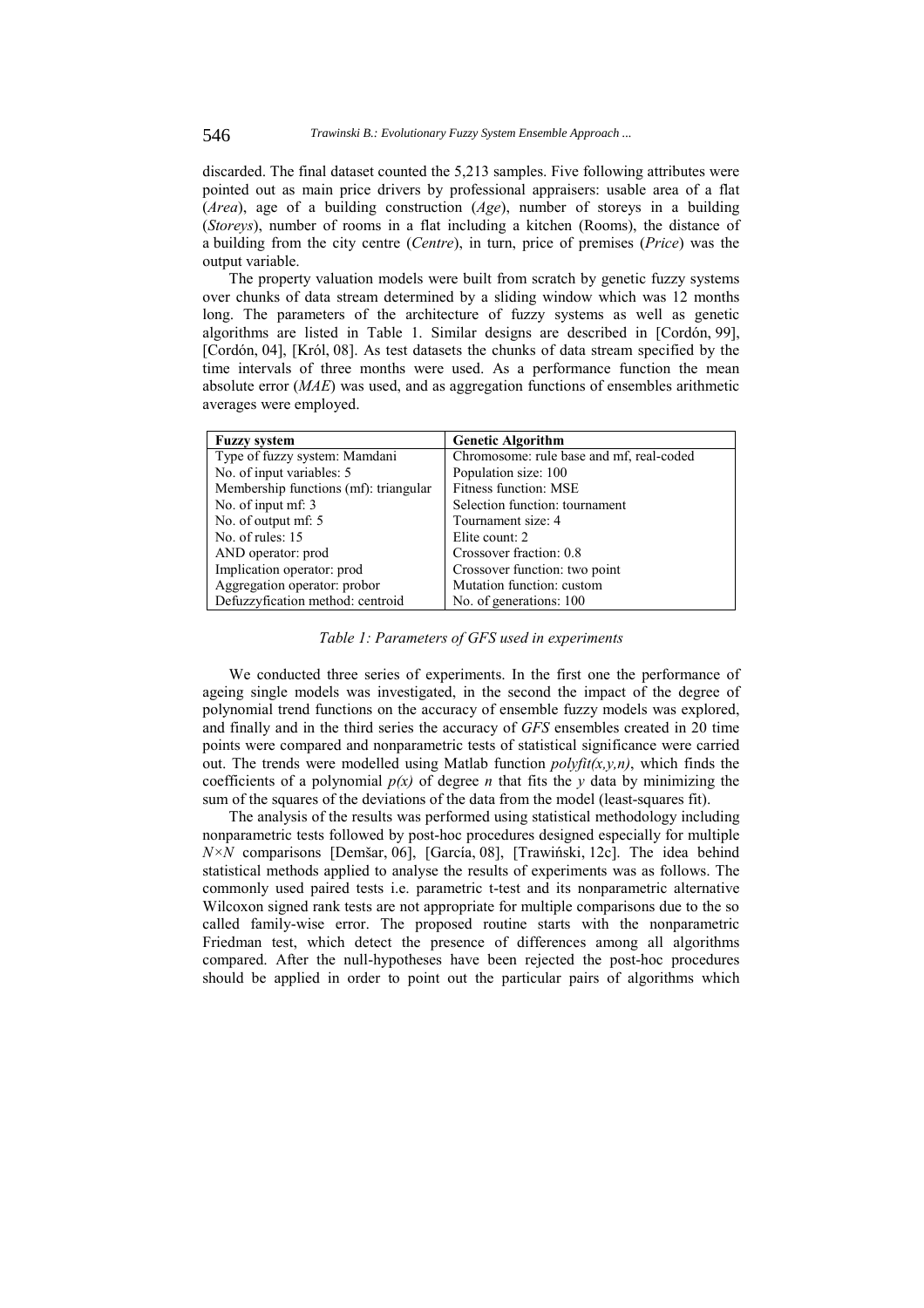discarded. The final dataset counted the 5,213 samples. Five following attributes were pointed out as main price drivers by professional appraisers: usable area of a flat (*Area*), age of a building construction (*Age*), number of storeys in a building (*Storeys*), number of rooms in a flat including a kitchen (Rooms), the distance of a building from the city centre (*Centre*), in turn, price of premises (*Price*) was the output variable.

The property valuation models were built from scratch by genetic fuzzy systems over chunks of data stream determined by a sliding window which was 12 months long. The parameters of the architecture of fuzzy systems as well as genetic algorithms are listed in Table 1. Similar designs are described in [Cordón, 99], [Cordón, 04], [Król, 08]. As test datasets the chunks of data stream specified by the time intervals of three months were used. As a performance function the mean absolute error (*MAE*) was used, and as aggregation functions of ensembles arithmetic averages were employed.

| **Fuzzy system** | **Genetic Algorithm** |
|---|---|
| Type of fuzzy system: Mamdani | Chromosome: rule base and mf, real-coded |
| No. of input variables: 5 | Population size: 100 |
| Membership functions (mf): triangular | Fitness function: MSE |
| No. of input mf: 3 | Selection function: tournament |
| No. of output mf: 5 | Tournament size: 4 |
| No. of rules: 15 | Elite count: 2 |
| AND operator: prod | Crossover fraction: 0.8 |
| Implication operator: prod | Crossover function: two point |
| Aggregation operator: probor | Mutation function: custom |
| Defuzzyfication method: centroid | No. of generations: 100 |

*Table 1: Parameters of GFS used in experiments*

We conducted three series of experiments. In the first one the performance of ageing single models was investigated, in the second the impact of the degree of polynomial trend functions on the accuracy of ensemble fuzzy models was explored, and finally and in the third series the accuracy of *GFS* ensembles created in 20 time points were compared and nonparametric tests of statistical significance were carried out. The trends were modelled using Matlab function *polyfit(x,y,n)*, which finds the coefficients of a polynomial $p(x)$ of degree $n$ that fits the $y$ data by minimizing the sum of the squares of the deviations of the data from the model (least-squares fit).

The analysis of the results was performed using statistical methodology including nonparametric tests followed by post-hoc procedures designed especially for multiple $N \times N$ comparisons [Demšar, 06], [García, 08], [Trawiński, 12c]. The idea behind statistical methods applied to analyse the results of experiments was as follows. The commonly used paired tests i.e. parametric t-test and its nonparametric alternative Wilcoxon signed rank tests are not appropriate for multiple comparisons due to the so called family-wise error. The proposed routine starts with the nonparametric Friedman test, which detect the presence of differences among all algorithms compared. After the null-hypotheses have been rejected the post-hoc procedures should be applied in order to point out the particular pairs of algorithms which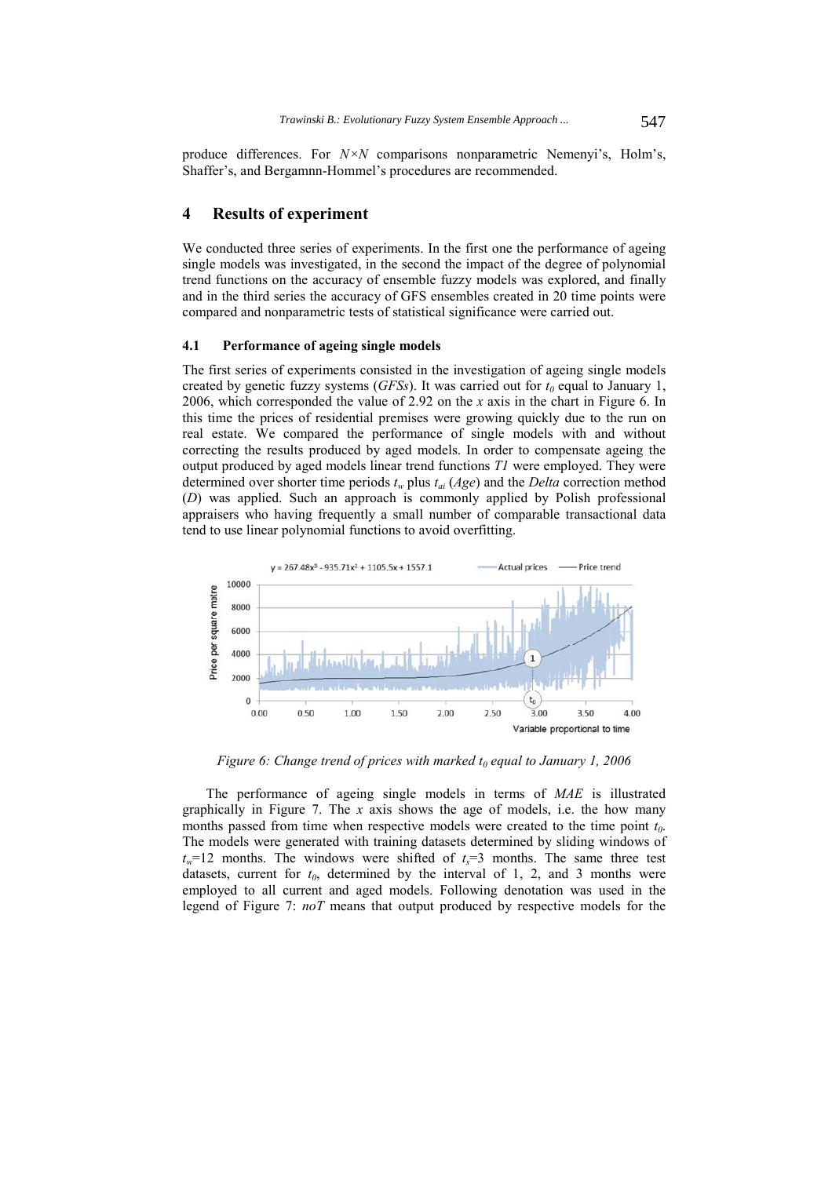produce differences. For $N \times N$ comparisons nonparametric Nemenyi's, Holm's, Shaffer's, and Bergamnn-Hommel's procedures are recommended.

## 4 Results of experiment

We conducted three series of experiments. In the first one the performance of ageing single models was investigated, in the second the impact of the degree of polynomial trend functions on the accuracy of ensemble fuzzy models was explored, and finally and in the third series the accuracy of GFS ensembles created in 20 time points were compared and nonparametric tests of statistical significance were carried out.

### 4.1 Performance of ageing single models

The first series of experiments consisted in the investigation of ageing single models created by genetic fuzzy systems (*GFSs*). It was carried out for $t_0$ equal to January 1, 2006, which corresponded the value of 2.92 on the *x* axis in the chart in Figure 6. In this time the prices of residential premises were growing quickly due to the run on real estate. We compared the performance of single models with and without correcting the results produced by aged models. In order to compensate ageing the output produced by aged models linear trend functions *T1* were employed. They were determined over shorter time periods $t_w$ plus $t_{ai}$ (*Age*) and the *Delta* correction method (*D*) was applied. Such an approach is commonly applied by Polish professional appraisers who having frequently a small number of comparable transactional data tend to use linear polynomial functions to avoid overfitting.

*Figure 6: Change trend of prices with marked $t_0$ equal to January 1, 2006*

The performance of ageing single models in terms of *MAE* is illustrated graphically in Figure 7. The *x* axis shows the age of models, i.e. the how many months passed from time when respective models were created to the time point $t_0$. The models were generated with training datasets determined by sliding windows of $t_w$=12 months. The windows were shifted of $t_s$=3 months. The same three test datasets, current for $t_0$, determined by the interval of 1, 2, and 3 months were employed to all current and aged models. Following denotation was used in the legend of Figure 7: *noT* means that output produced by respective models for the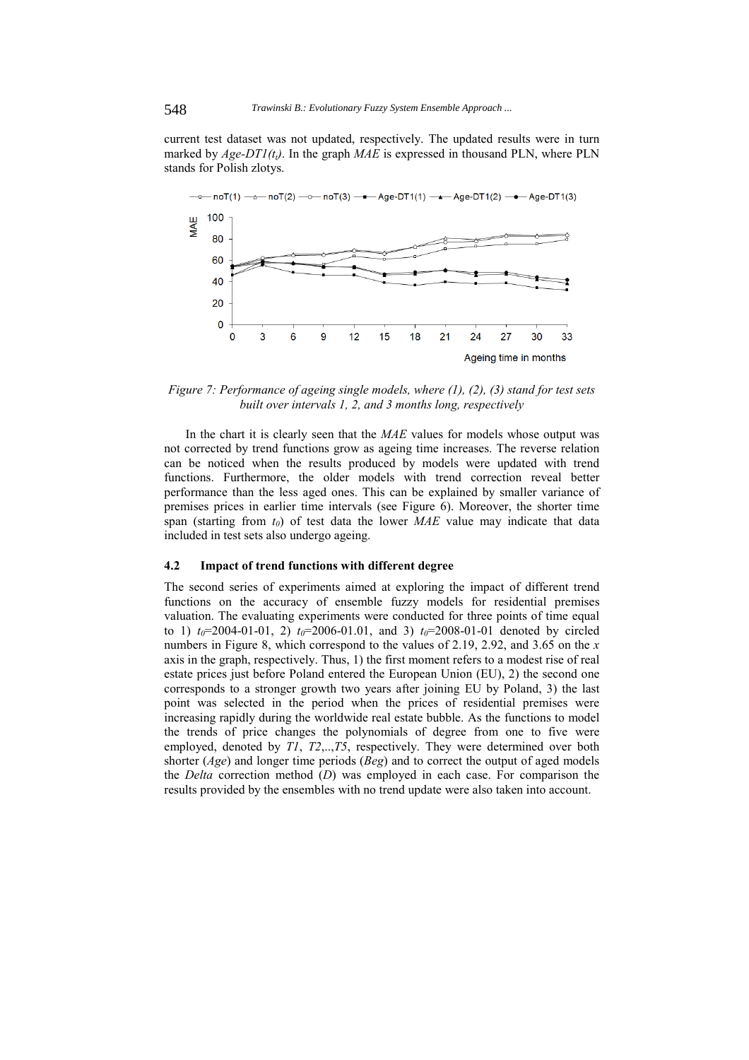current test dataset was not updated, respectively. The updated results were in turn marked by *Age-DT1*($t_i$). In the graph *MAE* is expressed in thousand PLN, where PLN stands for Polish zlotys.

*Figure 7: Performance of ageing single models, where (1), (2), (3) stand for test sets built over intervals 1, 2, and 3 months long, respectively*

In the chart it is clearly seen that the *MAE* values for models whose output was not corrected by trend functions grow as ageing time increases. The reverse relation can be noticed when the results produced by models were updated with trend functions. Furthermore, the older models with trend correction reveal better performance than the less aged ones. This can be explained by smaller variance of premises prices in earlier time intervals (see Figure 6). Moreover, the shorter time span (starting from $t_0$) of test data the lower *MAE* value may indicate that data included in test sets also undergo ageing.

### 4.2 Impact of trend functions with different degree

The second series of experiments aimed at exploring the impact of different trend functions on the accuracy of ensemble fuzzy models for residential premises valuation. The evaluating experiments were conducted for three points of time equal to 1) $t_0$=2004-01-01, 2) $t_0$=2006-01.01, and 3) $t_0$=2008-01-01 denoted by circled numbers in Figure 8, which correspond to the values of 2.19, 2.92, and 3.65 on the *x* axis in the graph, respectively. Thus, 1) the first moment refers to a modest rise of real estate prices just before Poland entered the European Union (EU), 2) the second one corresponds to a stronger growth two years after joining EU by Poland, 3) the last point was selected in the period when the prices of residential premises were increasing rapidly during the worldwide real estate bubble. As the functions to model the trends of price changes the polynomials of degree from one to five were employed, denoted by *T1*, *T2*,..,*T5*, respectively. They were determined over both shorter (*Age*) and longer time periods (*Beg*) and to correct the output of aged models the *Delta* correction method (*D*) was employed in each case. For comparison the results provided by the ensembles with no trend update were also taken into account.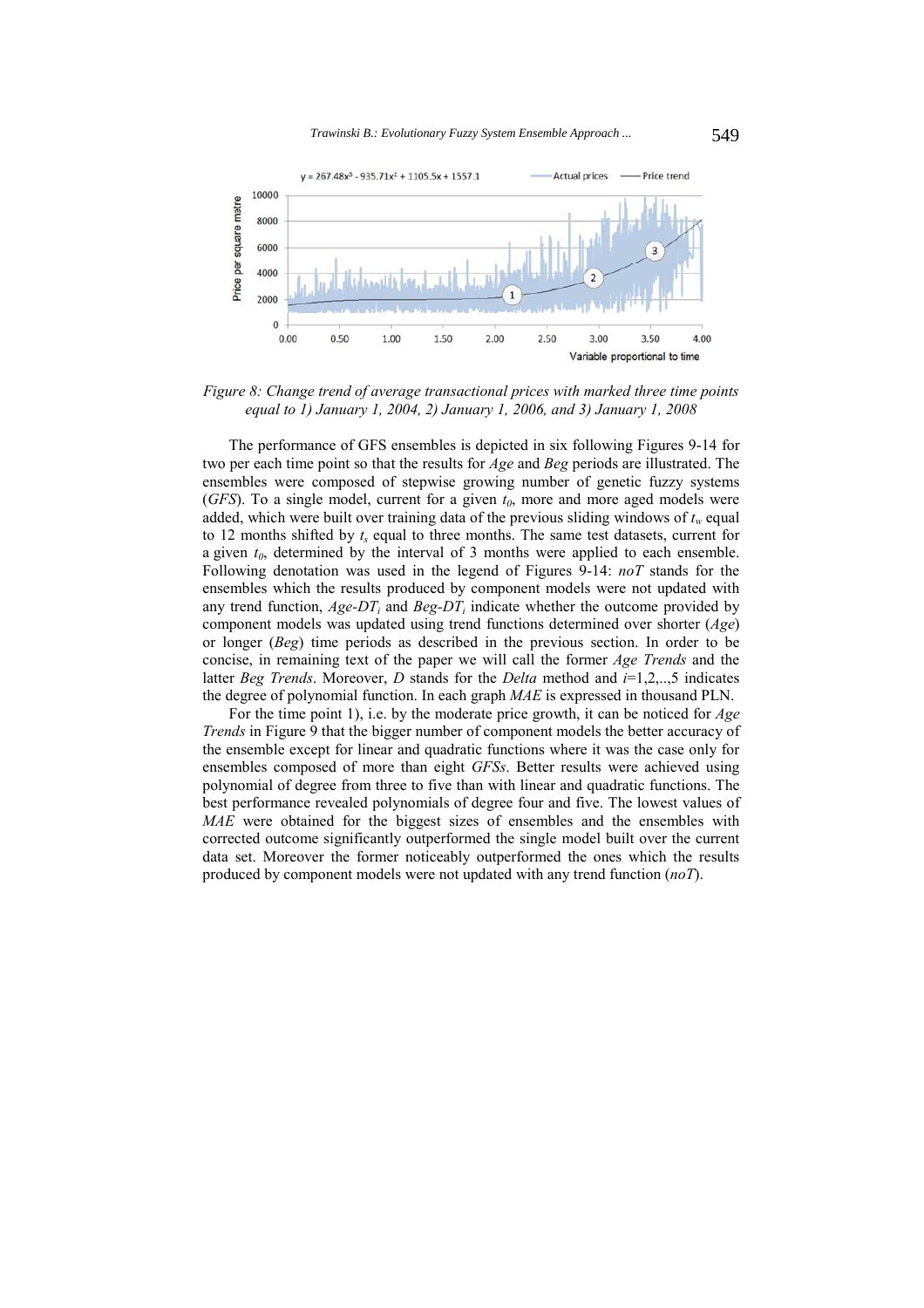*Figure 8: Change trend of average transactional prices with marked three time points equal to 1) January 1, 2004, 2) January 1, 2006, and 3) January 1, 2008*

The performance of GFS ensembles is depicted in six following Figures 9-14 for two per each time point so that the results for *Age* and *Beg* periods are illustrated. The ensembles were composed of stepwise growing number of genetic fuzzy systems (*GFS*). To a single model, current for a given $t_0$, more and more aged models were added, which were built over training data of the previous sliding windows of $t_w$ equal to 12 months shifted by $t_s$ equal to three months. The same test datasets, current for a given $t_0$, determined by the interval of 3 months were applied to each ensemble. Following denotation was used in the legend of Figures 9-14: *noT* stands for the ensembles which the results produced by component models were not updated with any trend function, *Age-DT$_i$* and *Beg-DT$_i$* indicate whether the outcome provided by component models was updated using trend functions determined over shorter (*Age*) or longer (*Beg*) time periods as described in the previous section. In order to be concise, in remaining text of the paper we will call the former *Age Trends* and the latter *Beg Trends*. Moreover, *D* stands for the *Delta* method and $i$=1,2,..,5 indicates the degree of polynomial function. In each graph *MAE* is expressed in thousand PLN.

For the time point 1), i.e. by the moderate price growth, it can be noticed for *Age Trends* in Figure 9 that the bigger number of component models the better accuracy of the ensemble except for linear and quadratic functions where it was the case only for ensembles composed of more than eight *GFSs*. Better results were achieved using polynomial of degree from three to five than with linear and quadratic functions. The best performance revealed polynomials of degree four and five. The lowest values of *MAE* were obtained for the biggest sizes of ensembles and the ensembles with corrected outcome significantly outperformed the single model built over the current data set. Moreover the former noticeably outperformed the ones which the results produced by component models were not updated with any trend function (*noT*).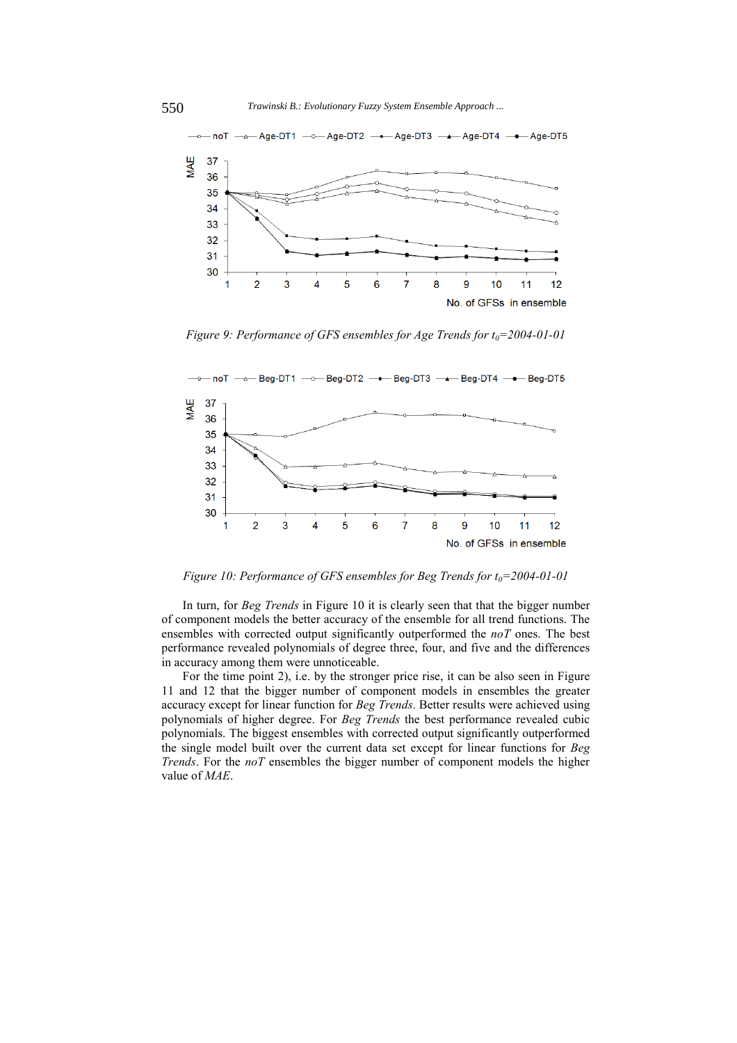*Figure 9: Performance of GFS ensembles for Age Trends for $t_0$=2004-01-01*

*Figure 10: Performance of GFS ensembles for Beg Trends for $t_0$=2004-01-01*

In turn, for *Beg Trends* in Figure 10 it is clearly seen that that the bigger number of component models the better accuracy of the ensemble for all trend functions. The ensembles with corrected output significantly outperformed the *noT* ones. The best performance revealed polynomials of degree three, four, and five and the differences in accuracy among them were unnoticeable.

For the time point 2), i.e. by the stronger price rise, it can be also seen in Figure 11 and 12 that the bigger number of component models in ensembles the greater accuracy except for linear function for *Beg Trends*. Better results were achieved using polynomials of higher degree. For *Beg Trends* the best performance revealed cubic polynomials. The biggest ensembles with corrected output significantly outperformed the single model built over the current data set except for linear functions for *Beg Trends*. For the *noT* ensembles the bigger number of component models the higher value of *MAE*.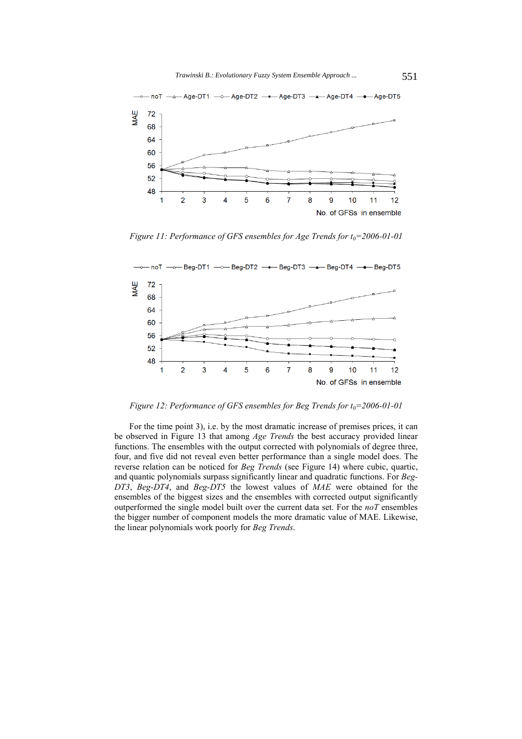Figure 11: Performance of GFS ensembles for Age Trends for $t_0$=2006-01-01

Figure 12: Performance of GFS ensembles for Beg Trends for $t_0$=2006-01-01

For the time point 3), i.e. by the most dramatic increase of premises prices, it can be observed in Figure 13 that among *Age Trends* the best accuracy provided linear functions. The ensembles with the output corrected with polynomials of degree three, four, and five did not reveal even better performance than a single model does. The reverse relation can be noticed for *Beg Trends* (see Figure 14) where cubic, quartic, and quantic polynomials surpass significantly linear and quadratic functions. For *Beg-DT3*, *Beg-DT4*, and *Beg-DT5* the lowest values of *MAE* were obtained for the ensembles of the biggest sizes and the ensembles with corrected output significantly outperformed the single model built over the current data set. For the *noT* ensembles the bigger number of component models the more dramatic value of MAE. Likewise, the linear polynomials work poorly for *Beg Trends*.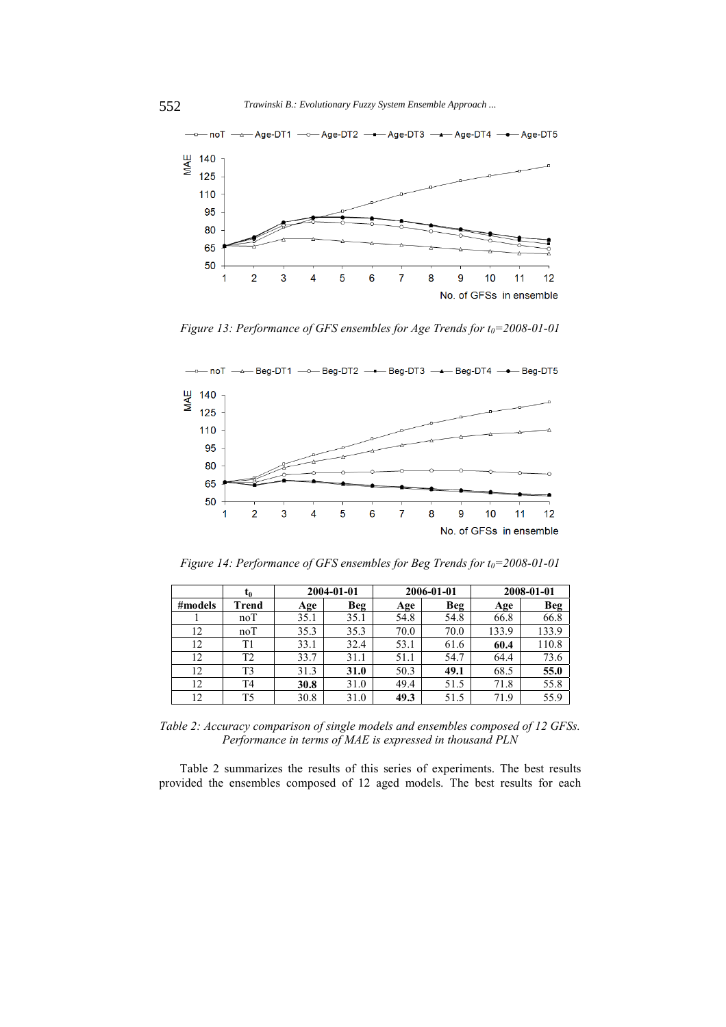Figure 13: Performance of GFS ensembles for Age Trends for $t_0$=2008-01-01

Figure 14: Performance of GFS ensembles for Beg Trends for $t_0$=2008-01-01

| | $t_0$ | 2004-01-01 | | 2006-01-01 | | 2008-01-01 | |
|---|---|---|---|---|---|---|---|
| #models | Trend | Age | Beg | Age | Beg | Age | Beg |
| 1 | noT | 35.1 | 35.1 | 54.8 | 54.8 | 66.8 | 66.8 |
| 12 | noT | 35.3 | 35.3 | 70.0 | 70.0 | 133.9 | 133.9 |
| 12 | T1 | 33.1 | 32.4 | 53.1 | 61.6 | **60.4** | 110.8 |
| 12 | T2 | 33.7 | 31.1 | 51.1 | 54.7 | 64.4 | 73.6 |
| 12 | T3 | 31.3 | **31.0** | 50.3 | **49.1** | 68.5 | **55.0** |
| 12 | T4 | **30.8** | 31.0 | 49.4 | 51.5 | 71.8 | 55.8 |
| 12 | T5 | 30.8 | 31.0 | **49.3** | 51.5 | 71.9 | 55.9 |

*Table 2: Accuracy comparison of single models and ensembles composed of 12 GFSs. Performance in terms of MAE is expressed in thousand PLN*

Table 2 summarizes the results of this series of experiments. The best results provided the ensembles composed of 12 aged models. The best results for each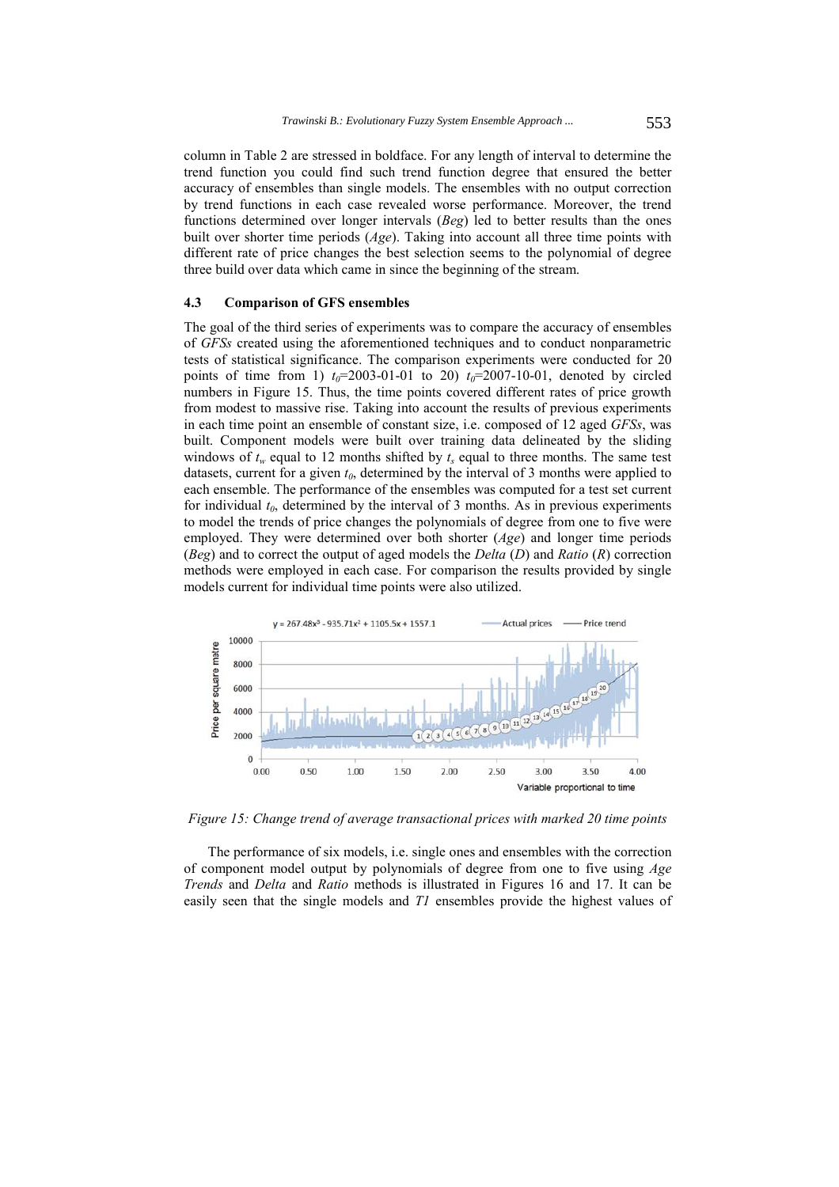column in Table 2 are stressed in boldface. For any length of interval to determine the trend function you could find such trend function degree that ensured the better accuracy of ensembles than single models. The ensembles with no output correction by trend functions in each case revealed worse performance. Moreover, the trend functions determined over longer intervals (*Beg*) led to better results than the ones built over shorter time periods (*Age*). Taking into account all three time points with different rate of price changes the best selection seems to the polynomial of degree three build over data which came in since the beginning of the stream.

### 4.3 Comparison of GFS ensembles

The goal of the third series of experiments was to compare the accuracy of ensembles of *GFSs* created using the aforementioned techniques and to conduct nonparametric tests of statistical significance. The comparison experiments were conducted for 20 points of time from 1) $t_0$=2003-01-01 to 20) $t_0$=2007-10-01, denoted by circled numbers in Figure 15. Thus, the time points covered different rates of price growth from modest to massive rise. Taking into account the results of previous experiments in each time point an ensemble of constant size, i.e. composed of 12 aged *GFSs*, was built. Component models were built over training data delineated by the sliding windows of $t_w$ equal to 12 months shifted by $t_s$ equal to three months. The same test datasets, current for a given $t_0$, determined by the interval of 3 months were applied to each ensemble. The performance of the ensembles was computed for a test set current for individual $t_0$, determined by the interval of 3 months. As in previous experiments to model the trends of price changes the polynomials of degree from one to five were employed. They were determined over both shorter (*Age*) and longer time periods (*Beg*) and to correct the output of aged models the *Delta* (*D*) and *Ratio* (*R*) correction methods were employed in each case. For comparison the results provided by single models current for individual time points were also utilized.

*Figure 15: Change trend of average transactional prices with marked 20 time points*

The performance of six models, i.e. single ones and ensembles with the correction of component model output by polynomials of degree from one to five using *Age Trends* and *Delta* and *Ratio* methods is illustrated in Figures 16 and 17. It can be easily seen that the single models and *T1* ensembles provide the highest values of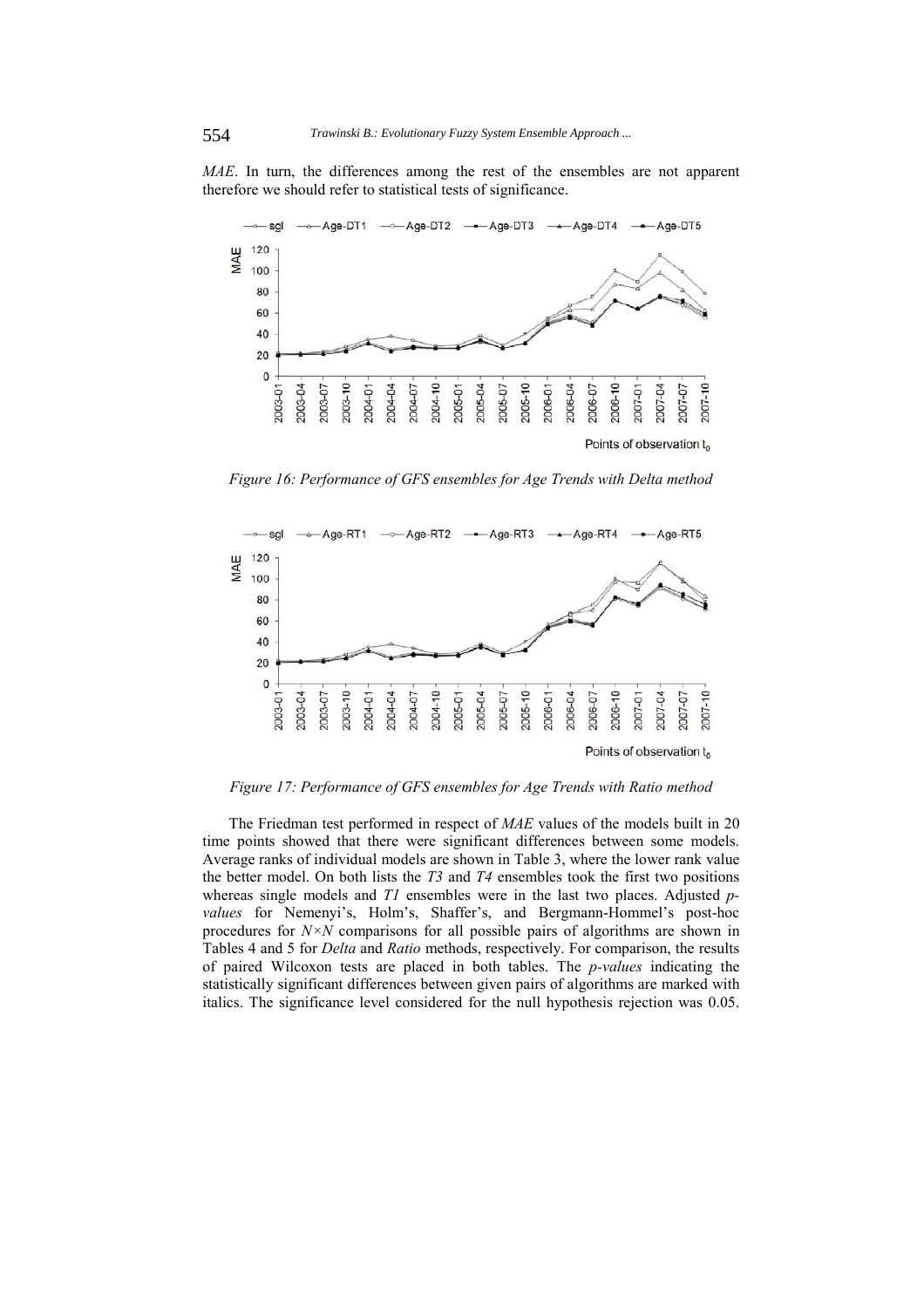*MAE*. In turn, the differences among the rest of the ensembles are not apparent therefore we should refer to statistical tests of significance.

*Figure 16: Performance of GFS ensembles for Age Trends with Delta method*

*Figure 17: Performance of GFS ensembles for Age Trends with Ratio method*

The Friedman test performed in respect of *MAE* values of the models built in 20 time points showed that there were significant differences between some models. Average ranks of individual models are shown in Table 3, where the lower rank value the better model. On both lists the *T3* and *T4* ensembles took the first two positions whereas single models and *T1* ensembles were in the last two places. Adjusted *p-values* for Nemenyi's, Holm's, Shaffer's, and Bergmann-Hommel's post-hoc procedures for $N \times N$ comparisons for all possible pairs of algorithms are shown in Tables 4 and 5 for *Delta* and *Ratio* methods, respectively. For comparison, the results of paired Wilcoxon tests are placed in both tables. The *p-values* indicating the statistically significant differences between given pairs of algorithms are marked with italics. The significance level considered for the null hypothesis rejection was 0.05.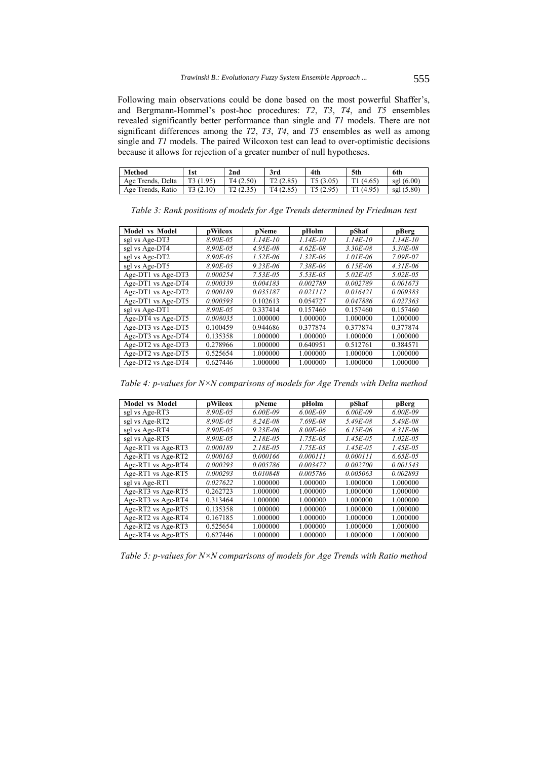Following main observations could be done based on the most powerful Shaffer's, and Bergmann-Hommel's post-hoc procedures: *T2*, *T3*, *T4*, and *T5* ensembles revealed significantly better performance than single and *T1* models. There are not significant differences among the *T2*, *T3*, *T4*, and *T5* ensembles as well as among single and *T1* models. The paired Wilcoxon test can lead to over-optimistic decisions because it allows for rejection of a greater number of null hypotheses.

| Method | 1st | 2nd | 3rd | 4th | 5th | 6th |
|---|---|---|---|---|---|---|
| Age Trends, Delta | T3 (1.95) | T4 (2.50) | T2 (2.85) | T5 (3.05) | T1 (4.65) | sgl (6.00) |
| Age Trends, Ratio | T3 (2.10) | T2 (2.35) | T4 (2.85) | T5 (2.95) | T1 (4.95) | sgl (5.80) |

*Table 3: Rank positions of models for Age Trends determined by Friedman test*

| Model vs Model | pWilcox | pNeme | pHolm | pShaf | pBerg |
|---|---|---|---|---|---|
| sgl vs Age-DT3 | *8.90E-05* | *1.14E-10* | *1.14E-10* | *1.14E-10* | *1.14E-10* |
| sgl vs Age-DT4 | *8.90E-05* | *4.95E-08* | *4.62E-08* | *3.30E-08* | *3.30E-08* |
| sgl vs Age-DT2 | *8.90E-05* | *1.52E-06* | *1.32E-06* | *1.01E-06* | *7.09E-07* |
| sgl vs Age-DT5 | *8.90E-05* | *9.23E-06* | *7.38E-06* | *6.15E-06* | *4.31E-06* |
| Age-DT1 vs Age-DT3 | *0.000254* | *7.53E-05* | *5.53E-05* | *5.02E-05* | *5.02E-05* |
| Age-DT1 vs Age-DT4 | *0.000339* | *0.004183* | *0.002789* | *0.002789* | *0.001673* |
| Age-DT1 vs Age-DT2 | *0.000189* | *0.035187* | *0.021112* | *0.016421* | *0.009383* |
| Age-DT1 vs Age-DT5 | *0.000593* | 0.102613 | 0.054727 | *0.047886* | *0.027363* |
| sgl vs Age-DT1 | *8.90E-05* | 0.337414 | 0.157460 | 0.157460 | 0.157460 |
| Age-DT4 vs Age-DT5 | *0.008035* | 1.000000 | 1.000000 | 1.000000 | 1.000000 |
| Age-DT3 vs Age-DT5 | 0.100459 | 0.944686 | 0.377874 | 0.377874 | 0.377874 |
| Age-DT3 vs Age-DT4 | 0.135358 | 1.000000 | 1.000000 | 1.000000 | 1.000000 |
| Age-DT2 vs Age-DT3 | 0.278966 | 1.000000 | 0.640951 | 0.512761 | 0.384571 |
| Age-DT2 vs Age-DT5 | 0.525654 | 1.000000 | 1.000000 | 1.000000 | 1.000000 |
| Age-DT2 vs Age-DT4 | 0.627446 | 1.000000 | 1.000000 | 1.000000 | 1.000000 |

*Table 4: p-values for N×N comparisons of models for Age Trends with Delta method*

| Model vs Model | pWilcox | pNeme | pHolm | pShaf | pBerg |
|---|---|---|---|---|---|
| sgl vs Age-RT3 | *8.90E-05* | *6.00E-09* | *6.00E-09* | *6.00E-09* | *6.00E-09* |
| sgl vs Age-RT2 | *8.90E-05* | *8.24E-08* | *7.69E-08* | *5.49E-08* | *5.49E-08* |
| sgl vs Age-RT4 | *8.90E-05* | *9.23E-06* | *8.00E-06* | *6.15E-06* | *4.31E-06* |
| sgl vs Age-RT5 | *8.90E-05* | *2.18E-05* | *1.75E-05* | *1.45E-05* | *1.02E-05* |
| Age-RT1 vs Age-RT3 | *0.000189* | *2.18E-05* | *1.75E-05* | *1.45E-05* | *1.45E-05* |
| Age-RT1 vs Age-RT2 | *0.000163* | *0.000166* | *0.000111* | *0.000111* | *6.65E-05* |
| Age-RT1 vs Age-RT4 | *0.000293* | *0.005786* | *0.003472* | *0.002700* | *0.001543* |
| Age-RT1 vs Age-RT5 | *0.000293* | *0.010848* | *0.005786* | *0.005063* | *0.002893* |
| sgl vs Age-RT1 | *0.027622* | 1.000000 | 1.000000 | 1.000000 | 1.000000 |
| Age-RT3 vs Age-RT5 | 0.262723 | 1.000000 | 1.000000 | 1.000000 | 1.000000 |
| Age-RT3 vs Age-RT4 | 0.313464 | 1.000000 | 1.000000 | 1.000000 | 1.000000 |
| Age-RT2 vs Age-RT5 | 0.135358 | 1.000000 | 1.000000 | 1.000000 | 1.000000 |
| Age-RT2 vs Age-RT4 | 0.167185 | 1.000000 | 1.000000 | 1.000000 | 1.000000 |
| Age-RT2 vs Age-RT3 | 0.525654 | 1.000000 | 1.000000 | 1.000000 | 1.000000 |
| Age-RT4 vs Age-RT5 | 0.627446 | 1.000000 | 1.000000 | 1.000000 | 1.000000 |

*Table 5: p-values for N×N comparisons of models for Age Trends with Ratio method*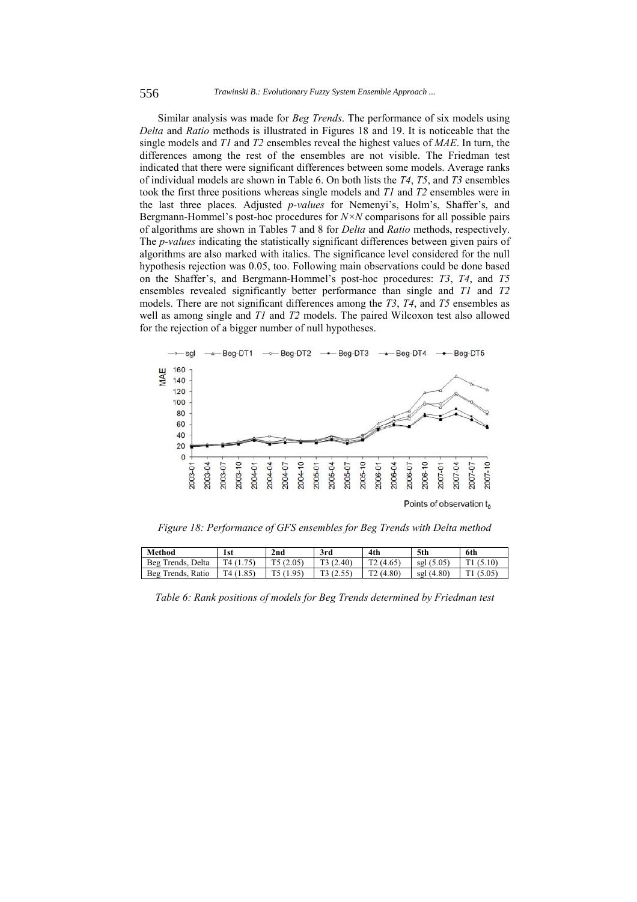Similar analysis was made for *Beg Trends*. The performance of six models using *Delta* and *Ratio* methods is illustrated in Figures 18 and 19. It is noticeable that the single models and *T1* and *T2* ensembles reveal the highest values of *MAE*. In turn, the differences among the rest of the ensembles are not visible. The Friedman test indicated that there were significant differences between some models. Average ranks of individual models are shown in Table 6. On both lists the *T4*, *T5*, and *T3* ensembles took the first three positions whereas single models and *T1* and *T2* ensembles were in the last three places. Adjusted *p-values* for Nemenyi's, Holm's, Shaffer's, and Bergmann-Hommel's post-hoc procedures for $N \times N$ comparisons for all possible pairs of algorithms are shown in Tables 7 and 8 for *Delta* and *Ratio* methods, respectively. The *p-values* indicating the statistically significant differences between given pairs of algorithms are also marked with italics. The significance level considered for the null hypothesis rejection was 0.05, too. Following main observations could be done based on the Shaffer's, and Bergmann-Hommel's post-hoc procedures: *T3*, *T4*, and *T5* ensembles revealed significantly better performance than single and *T1* and *T2* models. There are not significant differences among the *T3*, *T4*, and *T5* ensembles as well as among single and *T1* and *T2* models. The paired Wilcoxon test also allowed for the rejection of a bigger number of null hypotheses.

*Figure 18: Performance of GFS ensembles for Beg Trends with Delta method*

| Method | 1st | 2nd | 3rd | 4th | 5th | 6th |
|---|---|---|---|---|---|---|
| Beg Trends, Delta | T4 (1.75) | T5 (2.05) | T3 (2.40) | T2 (4.65) | sgl (5.05) | T1 (5.10) |
| Beg Trends, Ratio | T4 (1.85) | T5 (1.95) | T3 (2.55) | T2 (4.80) | sgl (4.80) | T1 (5.05) |

*Table 6: Rank positions of models for Beg Trends determined by Friedman test*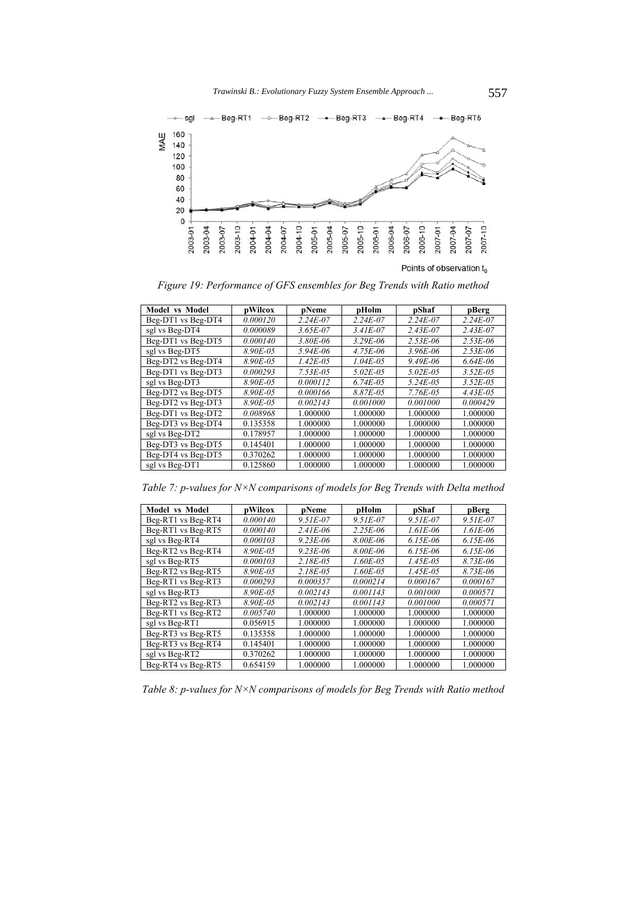Figure 19: Performance of GFS ensembles for Beg Trends with Ratio method

| Model vs Model | pWilcox | pNeme | pHolm | pShaf | pBerg |
|---|---|---|---|---|---|
| Beg-DT1 vs Beg-DT4 | *0.000120* | *2.24E-07* | *2.24E-07* | *2.24E-07* | *2.24E-07* |
| sgl vs Beg-DT4 | *0.000089* | *3.65E-07* | *3.41E-07* | *2.43E-07* | *2.43E-07* |
| Beg-DT1 vs Beg-DT5 | *0.000140* | *3.80E-06* | *3.29E-06* | *2.53E-06* | *2.53E-06* |
| sgl vs Beg-DT5 | *8.90E-05* | *5.94E-06* | *4.75E-06* | *3.96E-06* | *2.53E-06* |
| Beg-DT2 vs Beg-DT4 | *8.90E-05* | *1.42E-05* | *1.04E-05* | *9.49E-06* | *6.64E-06* |
| Beg-DT1 vs Beg-DT3 | *0.000293* | *7.53E-05* | *5.02E-05* | *5.02E-05* | *3.52E-05* |
| sgl vs Beg-DT3 | *8.90E-05* | *0.000112* | *6.74E-05* | *5.24E-05* | *3.52E-05* |
| Beg-DT2 vs Beg-DT5 | *8.90E-05* | *0.000166* | *8.87E-05* | *7.76E-05* | *4.43E-05* |
| Beg-DT2 vs Beg-DT3 | *8.90E-05* | *0.002143* | *0.001000* | *0.001000* | *0.000429* |
| Beg-DT1 vs Beg-DT2 | *0.008968* | 1.000000 | 1.000000 | 1.000000 | 1.000000 |
| Beg-DT3 vs Beg-DT4 | 0.135358 | 1.000000 | 1.000000 | 1.000000 | 1.000000 |
| sgl vs Beg-DT2 | 0.178957 | 1.000000 | 1.000000 | 1.000000 | 1.000000 |
| Beg-DT3 vs Beg-DT5 | 0.145401 | 1.000000 | 1.000000 | 1.000000 | 1.000000 |
| Beg-DT4 vs Beg-DT5 | 0.370262 | 1.000000 | 1.000000 | 1.000000 | 1.000000 |
| sgl vs Beg-DT1 | 0.125860 | 1.000000 | 1.000000 | 1.000000 | 1.000000 |

Table 7: p-values for N×N comparisons of models for Beg Trends with Delta method

| Model vs Model | pWilcox | pNeme | pHolm | pShaf | pBerg |
|---|---|---|---|---|---|
| Beg-RT1 vs Beg-RT4 | *0.000140* | *9.51E-07* | *9.51E-07* | *9.51E-07* | *9.51E-07* |
| Beg-RT1 vs Beg-RT5 | *0.000140* | *2.41E-06* | *2.25E-06* | *1.61E-06* | *1.61E-06* |
| sgl vs Beg-RT4 | *0.000103* | *9.23E-06* | *8.00E-06* | *6.15E-06* | *6.15E-06* |
| Beg-RT2 vs Beg-RT4 | *8.90E-05* | *9.23E-06* | *8.00E-06* | *6.15E-06* | *6.15E-06* |
| sgl vs Beg-RT5 | *0.000103* | *2.18E-05* | *1.60E-05* | *1.45E-05* | *8.73E-06* |
| Beg-RT2 vs Beg-RT5 | *8.90E-05* | *2.18E-05* | *1.60E-05* | *1.45E-05* | *8.73E-06* |
| Beg-RT1 vs Beg-RT3 | *0.000293* | *0.000357* | *0.000214* | *0.000167* | *0.000167* |
| sgl vs Beg-RT3 | *8.90E-05* | *0.002143* | *0.001143* | *0.001000* | *0.000571* |
| Beg-RT2 vs Beg-RT3 | *8.90E-05* | *0.002143* | *0.001143* | *0.001000* | *0.000571* |
| Beg-RT1 vs Beg-RT2 | *0.005740* | 1.000000 | 1.000000 | 1.000000 | 1.000000 |
| sgl vs Beg-RT1 | 0.056915 | 1.000000 | 1.000000 | 1.000000 | 1.000000 |
| Beg-RT3 vs Beg-RT5 | 0.135358 | 1.000000 | 1.000000 | 1.000000 | 1.000000 |
| Beg-RT3 vs Beg-RT4 | 0.145401 | 1.000000 | 1.000000 | 1.000000 | 1.000000 |
| sgl vs Beg-RT2 | 0.370262 | 1.000000 | 1.000000 | 1.000000 | 1.000000 |
| Beg-RT4 vs Beg-RT5 | 0.654159 | 1.000000 | 1.000000 | 1.000000 | 1.000000 |

Table 8: p-values for N×N comparisons of models for Beg Trends with Ratio method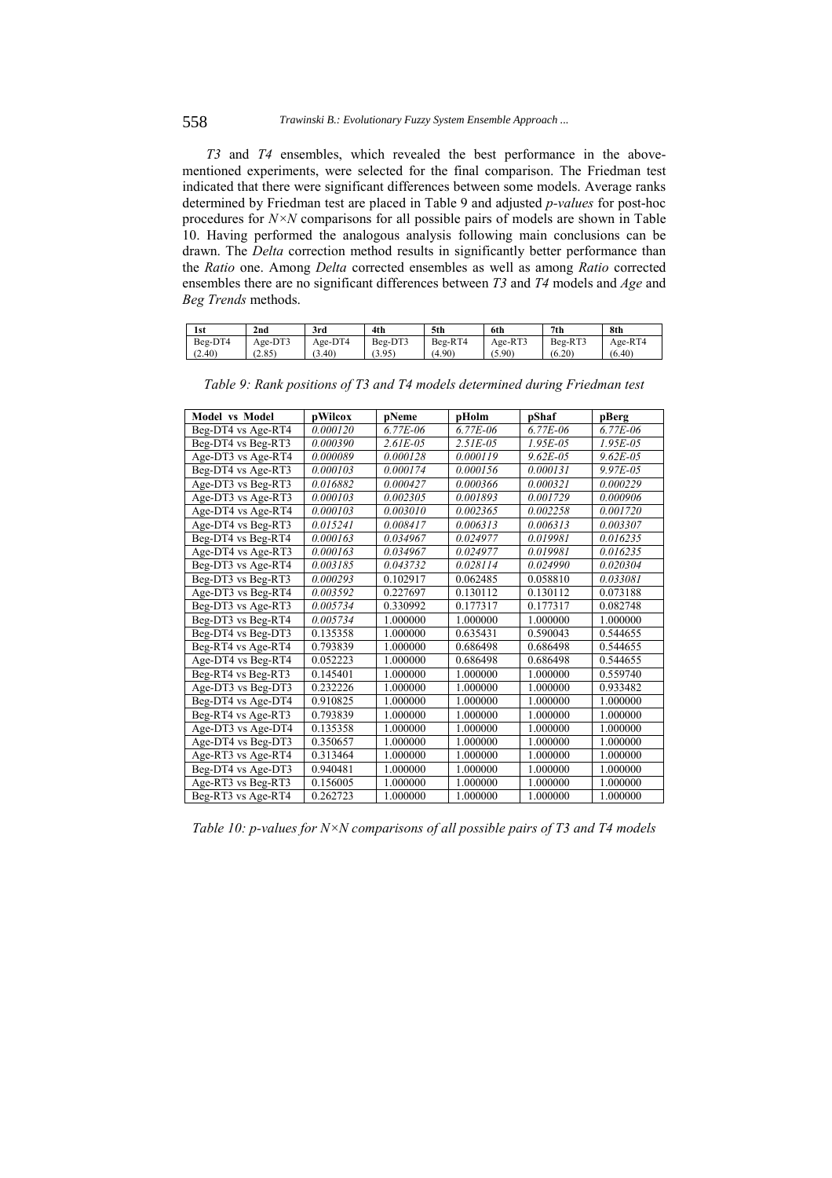*T3* and *T4* ensembles, which revealed the best performance in the above-mentioned experiments, were selected for the final comparison. The Friedman test indicated that there were significant differences between some models. Average ranks determined by Friedman test are placed in Table 9 and adjusted *p-values* for post-hoc procedures for *N×N* comparisons for all possible pairs of models are shown in Table 10. Having performed the analogous analysis following main conclusions can be drawn. The *Delta* correction method results in significantly better performance than the *Ratio* one. Among *Delta* corrected ensembles as well as among *Ratio* corrected ensembles there are no significant differences between *T3* and *T4* models and *Age* and *Beg Trends* methods.

| 1st | 2nd | 3rd | 4th | 5th | 6th | 7th | 8th |
|---|---|---|---|---|---|---|---|
| Beg-DT4 (2.40) | Age-DT3 (2.85) | Age-DT4 (3.40) | Beg-DT3 (3.95) | Beg-RT4 (4.90) | Age-RT3 (5.90) | Beg-RT3 (6.20) | Age-RT4 (6.40) |

*Table 9: Rank positions of T3 and T4 models determined during Friedman test*

| Model vs Model | pWilcox | pNeme | pHolm | pShaf | pBerg |
|---|---|---|---|---|---|
| Beg-DT4 vs Age-RT4 | *0.000120* | *6.77E-06* | *6.77E-06* | *6.77E-06* | *6.77E-06* |
| Beg-DT4 vs Beg-RT3 | *0.000390* | *2.61E-05* | *2.51E-05* | *1.95E-05* | *1.95E-05* |
| Age-DT3 vs Age-RT4 | *0.000089* | *0.000128* | *0.000119* | *9.62E-05* | *9.62E-05* |
| Beg-DT4 vs Age-RT3 | *0.000103* | *0.000174* | *0.000156* | *0.000131* | *9.97E-05* |
| Age-DT3 vs Beg-RT3 | *0.016882* | *0.000427* | *0.000366* | *0.000321* | *0.000229* |
| Age-DT3 vs Age-RT3 | *0.000103* | *0.002305* | *0.001893* | *0.001729* | *0.000906* |
| Age-DT4 vs Age-RT4 | *0.000103* | *0.003010* | *0.002365* | *0.002258* | *0.001720* |
| Age-DT4 vs Beg-RT3 | *0.015241* | *0.008417* | *0.006313* | *0.006313* | *0.003307* |
| Beg-DT4 vs Beg-RT4 | *0.000163* | *0.034967* | *0.024977* | *0.019981* | *0.016235* |
| Age-DT4 vs Age-RT3 | *0.000163* | *0.034967* | *0.024977* | *0.019981* | *0.016235* |
| Beg-DT3 vs Age-RT4 | *0.003185* | *0.043732* | *0.028114* | *0.024990* | *0.020304* |
| Beg-DT3 vs Beg-RT3 | *0.000293* | 0.102917 | 0.062485 | 0.058810 | *0.033081* |
| Age-DT3 vs Beg-RT4 | *0.003592* | 0.227697 | 0.130112 | 0.130112 | 0.073188 |
| Beg-DT3 vs Age-RT3 | *0.005734* | 0.330992 | 0.177317 | 0.177317 | 0.082748 |
| Beg-DT3 vs Beg-RT4 | *0.005734* | 1.000000 | 1.000000 | 1.000000 | 1.000000 |
| Beg-DT4 vs Beg-DT3 | 0.135358 | 1.000000 | 0.635431 | 0.590043 | 0.544655 |
| Beg-RT4 vs Age-RT4 | 0.793839 | 1.000000 | 0.686498 | 0.686498 | 0.544655 |
| Age-DT4 vs Beg-RT4 | 0.052223 | 1.000000 | 0.686498 | 0.686498 | 0.544655 |
| Beg-RT4 vs Beg-RT3 | 0.145401 | 1.000000 | 1.000000 | 1.000000 | 0.559740 |
| Age-DT3 vs Beg-DT3 | 0.232226 | 1.000000 | 1.000000 | 1.000000 | 0.933482 |
| Beg-DT4 vs Age-DT4 | 0.910825 | 1.000000 | 1.000000 | 1.000000 | 1.000000 |
| Beg-RT4 vs Age-RT3 | 0.793839 | 1.000000 | 1.000000 | 1.000000 | 1.000000 |
| Age-DT3 vs Age-DT4 | 0.135358 | 1.000000 | 1.000000 | 1.000000 | 1.000000 |
| Age-DT4 vs Beg-DT3 | 0.350657 | 1.000000 | 1.000000 | 1.000000 | 1.000000 |
| Age-RT3 vs Age-RT4 | 0.313464 | 1.000000 | 1.000000 | 1.000000 | 1.000000 |
| Beg-DT4 vs Age-DT3 | 0.940481 | 1.000000 | 1.000000 | 1.000000 | 1.000000 |
| Age-RT3 vs Beg-RT3 | 0.156005 | 1.000000 | 1.000000 | 1.000000 | 1.000000 |
| Beg-RT3 vs Age-RT4 | 0.262723 | 1.000000 | 1.000000 | 1.000000 | 1.000000 |

*Table 10: p-values for N×N comparisons of all possible pairs of T3 and T4 models*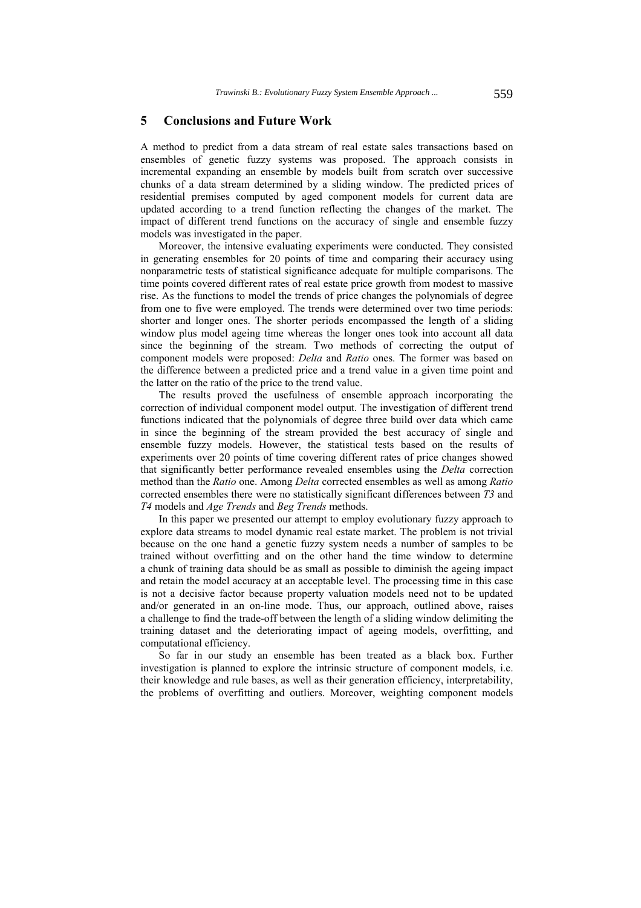## 5 Conclusions and Future Work

A method to predict from a data stream of real estate sales transactions based on ensembles of genetic fuzzy systems was proposed. The approach consists in incremental expanding an ensemble by models built from scratch over successive chunks of a data stream determined by a sliding window. The predicted prices of residential premises computed by aged component models for current data are updated according to a trend function reflecting the changes of the market. The impact of different trend functions on the accuracy of single and ensemble fuzzy models was investigated in the paper.

Moreover, the intensive evaluating experiments were conducted. They consisted in generating ensembles for 20 points of time and comparing their accuracy using nonparametric tests of statistical significance adequate for multiple comparisons. The time points covered different rates of real estate price growth from modest to massive rise. As the functions to model the trends of price changes the polynomials of degree from one to five were employed. The trends were determined over two time periods: shorter and longer ones. The shorter periods encompassed the length of a sliding window plus model ageing time whereas the longer ones took into account all data since the beginning of the stream. Two methods of correcting the output of component models were proposed: *Delta* and *Ratio* ones. The former was based on the difference between a predicted price and a trend value in a given time point and the latter on the ratio of the price to the trend value.

The results proved the usefulness of ensemble approach incorporating the correction of individual component model output. The investigation of different trend functions indicated that the polynomials of degree three build over data which came in since the beginning of the stream provided the best accuracy of single and ensemble fuzzy models. However, the statistical tests based on the results of experiments over 20 points of time covering different rates of price changes showed that significantly better performance revealed ensembles using the *Delta* correction method than the *Ratio* one. Among *Delta* corrected ensembles as well as among *Ratio* corrected ensembles there were no statistically significant differences between *T3* and *T4* models and *Age Trends* and *Beg Trends* methods.

In this paper we presented our attempt to employ evolutionary fuzzy approach to explore data streams to model dynamic real estate market. The problem is not trivial because on the one hand a genetic fuzzy system needs a number of samples to be trained without overfitting and on the other hand the time window to determine a chunk of training data should be as small as possible to diminish the ageing impact and retain the model accuracy at an acceptable level. The processing time in this case is not a decisive factor because property valuation models need not to be updated and/or generated in an on-line mode. Thus, our approach, outlined above, raises a challenge to find the trade-off between the length of a sliding window delimiting the training dataset and the deteriorating impact of ageing models, overfitting, and computational efficiency.

So far in our study an ensemble has been treated as a black box. Further investigation is planned to explore the intrinsic structure of component models, i.e. their knowledge and rule bases, as well as their generation efficiency, interpretability, the problems of overfitting and outliers. Moreover, weighting component models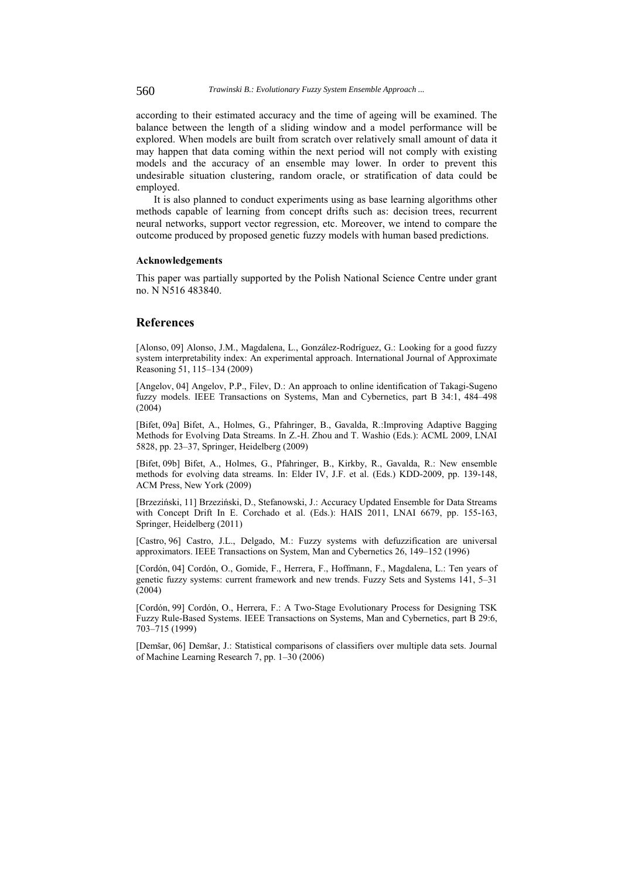according to their estimated accuracy and the time of ageing will be examined. The balance between the length of a sliding window and a model performance will be explored. When models are built from scratch over relatively small amount of data it may happen that data coming within the next period will not comply with existing models and the accuracy of an ensemble may lower. In order to prevent this undesirable situation clustering, random oracle, or stratification of data could be employed.

It is also planned to conduct experiments using as base learning algorithms other methods capable of learning from concept drifts such as: decision trees, recurrent neural networks, support vector regression, etc. Moreover, we intend to compare the outcome produced by proposed genetic fuzzy models with human based predictions.

#### Acknowledgements

This paper was partially supported by the Polish National Science Centre under grant no. N N516 483840.

## References

[Alonso, 09] Alonso, J.M., Magdalena, L., González-Rodríguez, G.: Looking for a good fuzzy system interpretability index: An experimental approach. International Journal of Approximate Reasoning 51, 115–134 (2009)

[Angelov, 04] Angelov, P.P., Filev, D.: An approach to online identification of Takagi-Sugeno fuzzy models. IEEE Transactions on Systems, Man and Cybernetics, part B 34:1, 484–498 (2004)

[Bifet, 09a] Bifet, A., Holmes, G., Pfahringer, B., Gavalda, R.:Improving Adaptive Bagging Methods for Evolving Data Streams. In Z.-H. Zhou and T. Washio (Eds.): ACML 2009, LNAI 5828, pp. 23–37, Springer, Heidelberg (2009)

[Bifet, 09b] Bifet, A., Holmes, G., Pfahringer, B., Kirkby, R., Gavalda, R.: New ensemble methods for evolving data streams. In: Elder IV, J.F. et al. (Eds.) KDD-2009, pp. 139-148, ACM Press, New York (2009)

[Brzeziński, 11] Brzeziński, D., Stefanowski, J.: Accuracy Updated Ensemble for Data Streams with Concept Drift In E. Corchado et al. (Eds.): HAIS 2011, LNAI 6679, pp. 155-163, Springer, Heidelberg (2011)

[Castro, 96] Castro, J.L., Delgado, M.: Fuzzy systems with defuzzification are universal approximators. IEEE Transactions on System, Man and Cybernetics 26, 149–152 (1996)

[Cordón, 04] Cordón, O., Gomide, F., Herrera, F., Hoffmann, F., Magdalena, L.: Ten years of genetic fuzzy systems: current framework and new trends. Fuzzy Sets and Systems 141, 5–31 (2004)

[Cordón, 99] Cordón, O., Herrera, F.: A Two-Stage Evolutionary Process for Designing TSK Fuzzy Rule-Based Systems. IEEE Transactions on Systems, Man and Cybernetics, part B 29:6, 703–715 (1999)

[Demšar, 06] Demšar, J.: Statistical comparisons of classifiers over multiple data sets. Journal of Machine Learning Research 7, pp. 1–30 (2006)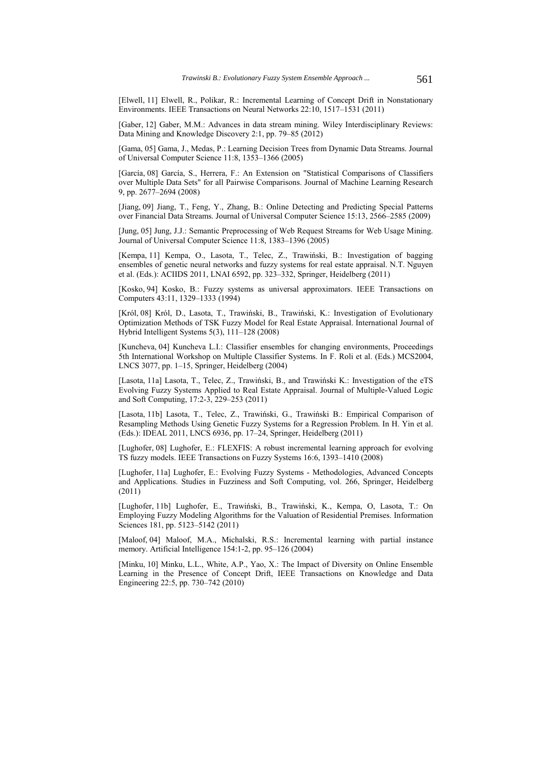[Elwell, 11] Elwell, R., Polikar, R.: Incremental Learning of Concept Drift in Nonstationary Environments. IEEE Transactions on Neural Networks 22:10, 1517–1531 (2011)

[Gaber, 12] Gaber, M.M.: Advances in data stream mining. Wiley Interdisciplinary Reviews: Data Mining and Knowledge Discovery 2:1, pp. 79–85 (2012)

[Gama, 05] Gama, J., Medas, P.: Learning Decision Trees from Dynamic Data Streams. Journal of Universal Computer Science 11:8, 1353–1366 (2005)

[García, 08] García, S., Herrera, F.: An Extension on "Statistical Comparisons of Classifiers over Multiple Data Sets" for all Pairwise Comparisons. Journal of Machine Learning Research 9, pp. 2677–2694 (2008)

[Jiang, 09] Jiang, T., Feng, Y., Zhang, B.: Online Detecting and Predicting Special Patterns over Financial Data Streams. Journal of Universal Computer Science 15:13, 2566–2585 (2009)

[Jung, 05] Jung, J.J.: Semantic Preprocessing of Web Request Streams for Web Usage Mining. Journal of Universal Computer Science 11:8, 1383–1396 (2005)

[Kempa, 11] Kempa, O., Lasota, T., Telec, Z., Trawiński, B.: Investigation of bagging ensembles of genetic neural networks and fuzzy systems for real estate appraisal. N.T. Nguyen et al. (Eds.): ACIIDS 2011, LNAI 6592, pp. 323–332, Springer, Heidelberg (2011)

[Kosko, 94] Kosko, B.: Fuzzy systems as universal approximators. IEEE Transactions on Computers 43:11, 1329–1333 (1994)

[Król, 08] Król, D., Lasota, T., Trawiński, B., Trawiński, K.: Investigation of Evolutionary Optimization Methods of TSK Fuzzy Model for Real Estate Appraisal. International Journal of Hybrid Intelligent Systems 5(3), 111–128 (2008)

[Kuncheva, 04] Kuncheva L.I.: Classifier ensembles for changing environments, Proceedings 5th International Workshop on Multiple Classifier Systems. In F. Roli et al. (Eds.) MCS2004, LNCS 3077, pp. 1–15, Springer, Heidelberg (2004)

[Lasota, 11a] Lasota, T., Telec, Z., Trawiński, B., and Trawiński K.: Investigation of the eTS Evolving Fuzzy Systems Applied to Real Estate Appraisal. Journal of Multiple-Valued Logic and Soft Computing, 17:2-3, 229–253 (2011)

[Lasota, 11b] Lasota, T., Telec, Z., Trawiński, G., Trawiński B.: Empirical Comparison of Resampling Methods Using Genetic Fuzzy Systems for a Regression Problem. In H. Yin et al. (Eds.): IDEAL 2011, LNCS 6936, pp. 17–24, Springer, Heidelberg (2011)

[Lughofer, 08] Lughofer, E.: FLEXFIS: A robust incremental learning approach for evolving TS fuzzy models. IEEE Transactions on Fuzzy Systems 16:6, 1393–1410 (2008)

[Lughofer, 11a] Lughofer, E.: Evolving Fuzzy Systems - Methodologies, Advanced Concepts and Applications. Studies in Fuzziness and Soft Computing, vol. 266, Springer, Heidelberg (2011)

[Lughofer, 11b] Lughofer, E., Trawiński, B., Trawiński, K., Kempa, O, Lasota, T.: On Employing Fuzzy Modeling Algorithms for the Valuation of Residential Premises. Information Sciences 181, pp. 5123–5142 (2011)

[Maloof, 04] Maloof, M.A., Michalski, R.S.: Incremental learning with partial instance memory. Artificial Intelligence 154:1-2, pp. 95–126 (2004)

[Minku, 10] Minku, L.L., White, A.P., Yao, X.: The Impact of Diversity on Online Ensemble Learning in the Presence of Concept Drift, IEEE Transactions on Knowledge and Data Engineering 22:5, pp. 730–742 (2010)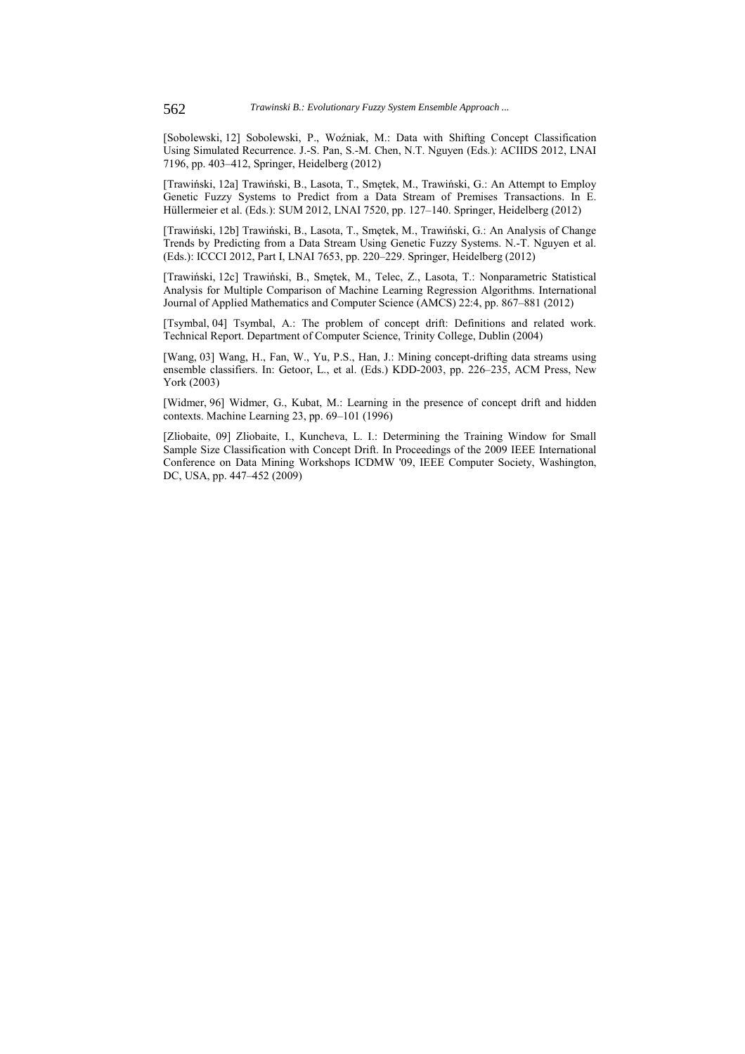[Sobolewski, 12] Sobolewski, P., Woźniak, M.: Data with Shifting Concept Classification Using Simulated Recurrence. J.-S. Pan, S.-M. Chen, N.T. Nguyen (Eds.): ACIIDS 2012, LNAI 7196, pp. 403–412, Springer, Heidelberg (2012)

[Trawiński, 12a] Trawiński, B., Lasota, T., Smętek, M., Trawiński, G.: An Attempt to Employ Genetic Fuzzy Systems to Predict from a Data Stream of Premises Transactions. In E. Hüllermeier et al. (Eds.): SUM 2012, LNAI 7520, pp. 127–140. Springer, Heidelberg (2012)

[Trawiński, 12b] Trawiński, B., Lasota, T., Smętek, M., Trawiński, G.: An Analysis of Change Trends by Predicting from a Data Stream Using Genetic Fuzzy Systems. N.-T. Nguyen et al. (Eds.): ICCCI 2012, Part I, LNAI 7653, pp. 220–229. Springer, Heidelberg (2012)

[Trawiński, 12c] Trawiński, B., Smętek, M., Telec, Z., Lasota, T.: Nonparametric Statistical Analysis for Multiple Comparison of Machine Learning Regression Algorithms. International Journal of Applied Mathematics and Computer Science (AMCS) 22:4, pp. 867–881 (2012)

[Tsymbal, 04] Tsymbal, A.: The problem of concept drift: Definitions and related work. Technical Report. Department of Computer Science, Trinity College, Dublin (2004)

[Wang, 03] Wang, H., Fan, W., Yu, P.S., Han, J.: Mining concept-drifting data streams using ensemble classifiers. In: Getoor, L., et al. (Eds.) KDD-2003, pp. 226–235, ACM Press, New York (2003)

[Widmer, 96] Widmer, G., Kubat, M.: Learning in the presence of concept drift and hidden contexts. Machine Learning 23, pp. 69–101 (1996)

[Zliobaite, 09] Zliobaite, I., Kuncheva, L. I.: Determining the Training Window for Small Sample Size Classification with Concept Drift. In Proceedings of the 2009 IEEE International Conference on Data Mining Workshops ICDMW '09, IEEE Computer Society, Washington, DC, USA, pp. 447–452 (2009)